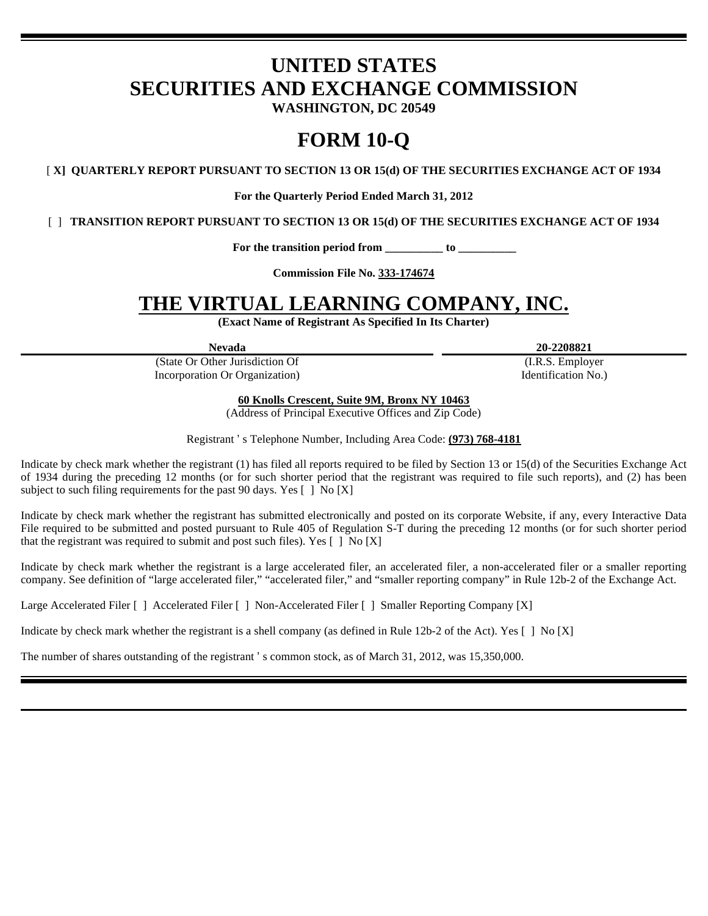# UNITED STATES
# SECURITIES AND EXCHANGE COMMISSION
**WASHINGTON, DC 20549**

# FORM 10-Q

[ **X] QUARTERLY REPORT PURSUANT TO SECTION 13 OR 15(d) OF THE SECURITIES EXCHANGE ACT OF 1934**

**For the Quarterly Period Ended March 31, 2012**

[ ] **TRANSITION REPORT PURSUANT TO SECTION 13 OR 15(d) OF THE SECURITIES EXCHANGE ACT OF 1934**

**For the transition period from __________ to __________**

**Commission File No. 333-174674**

# THE VIRTUAL LEARNING COMPANY, INC.
**(Exact Name of Registrant As Specified In Its Charter)**

| **Nevada** | **20-2208821** |
|---|---|
| (State Or Other Jurisdiction Of Incorporation Or Organization) | (I.R.S. Employer Identification No.) |

**60 Knolls Crescent, Suite 9M, Bronx NY 10463**
(Address of Principal Executive Offices and Zip Code)

Registrant ' s Telephone Number, Including Area Code: **(973) 768-4181**

Indicate by check mark whether the registrant (1) has filed all reports required to be filed by Section 13 or 15(d) of the Securities Exchange Act of 1934 during the preceding 12 months (or for such shorter period that the registrant was required to file such reports), and (2) has been subject to such filing requirements for the past 90 days. Yes [ ] No [X]

Indicate by check mark whether the registrant has submitted electronically and posted on its corporate Website, if any, every Interactive Data File required to be submitted and posted pursuant to Rule 405 of Regulation S-T during the preceding 12 months (or for such shorter period that the registrant was required to submit and post such files). Yes [ ] No [X]

Indicate by check mark whether the registrant is a large accelerated filer, an accelerated filer, a non-accelerated filer or a smaller reporting company. See definition of "large accelerated filer," "accelerated filer," and "smaller reporting company" in Rule 12b-2 of the Exchange Act.

Large Accelerated Filer [ ] Accelerated Filer [ ] Non-Accelerated Filer [ ] Smaller Reporting Company [X]

Indicate by check mark whether the registrant is a shell company (as defined in Rule 12b-2 of the Act). Yes [ ] No [X]

The number of shares outstanding of the registrant ' s common stock, as of March 31, 2012, was 15,350,000.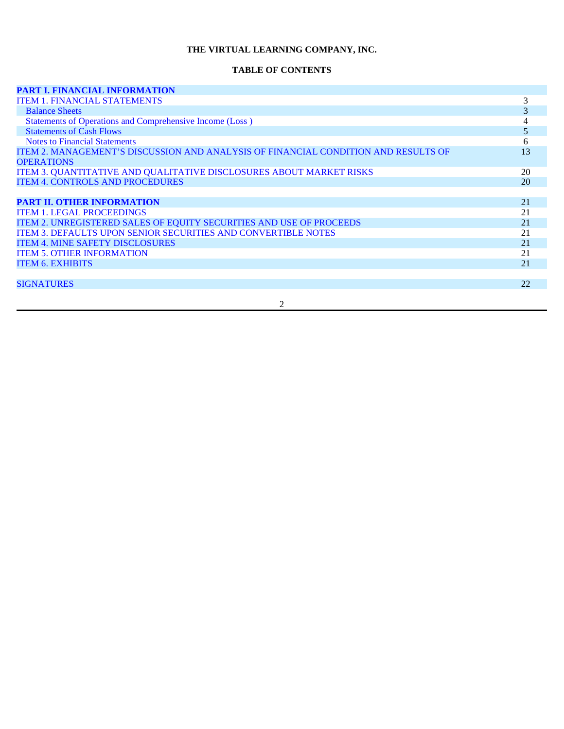**THE VIRTUAL LEARNING COMPANY, INC.**

**TABLE OF CONTENTS**

| | |
|---|---|
| **PART I. FINANCIAL INFORMATION** | |
| ITEM 1. FINANCIAL STATEMENTS | 3 |
| Balance Sheets | 3 |
| Statements of Operations and Comprehensive Income (Loss ) | 4 |
| Statements of Cash Flows | 5 |
| Notes to Financial Statements | 6 |
| ITEM 2. MANAGEMENT'S DISCUSSION AND ANALYSIS OF FINANCIAL CONDITION AND RESULTS OF OPERATIONS | 13 |
| ITEM 3. QUANTITATIVE AND QUALITATIVE DISCLOSURES ABOUT MARKET RISKS | 20 |
| ITEM 4. CONTROLS AND PROCEDURES | 20 |
| | |
| **PART II. OTHER INFORMATION** | 21 |
| ITEM 1. LEGAL PROCEEDINGS | 21 |
| ITEM 2. UNREGISTERED SALES OF EQUITY SECURITIES AND USE OF PROCEEDS | 21 |
| ITEM 3. DEFAULTS UPON SENIOR SECURITIES AND CONVERTIBLE NOTES | 21 |
| ITEM 4. MINE SAFETY DISCLOSURES | 21 |
| ITEM 5. OTHER INFORMATION | 21 |
| ITEM 6. EXHIBITS | 21 |
| | |
| SIGNATURES | 22 |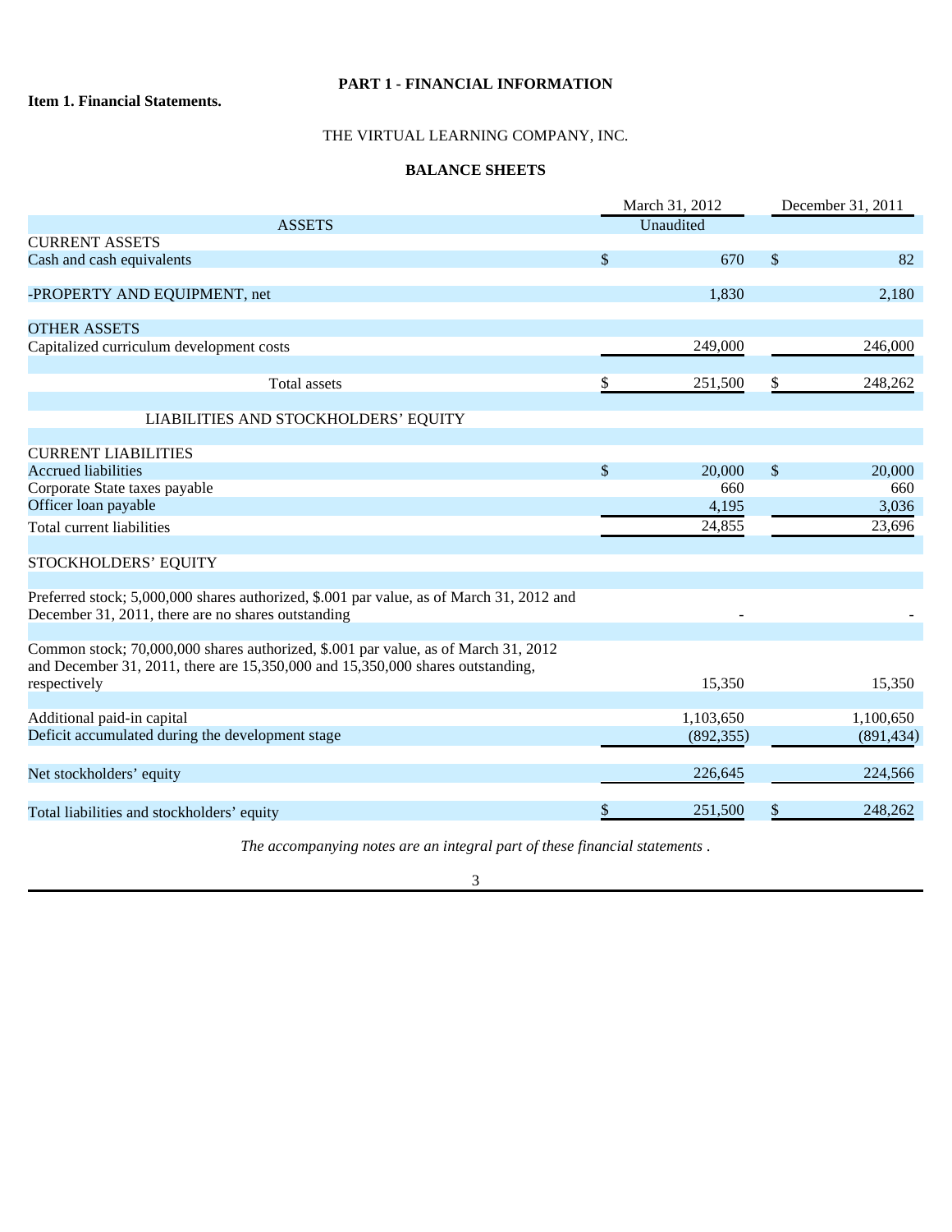# PART 1 - FINANCIAL INFORMATION

**Item 1. Financial Statements.**

THE VIRTUAL LEARNING COMPANY, INC.

**BALANCE SHEETS**

| | March 31, 2012 | December 31, 2011 |
|---|---|---|
| ASSETS | Unaudited | |
| CURRENT ASSETS | | |
| Cash and cash equivalents | $ 670 | $ 82 |
| -PROPERTY AND EQUIPMENT, net | 1,830 | 2,180 |
| OTHER ASSETS | | |
| Capitalized curriculum development costs | 249,000 | 246,000 |
| Total assets | $ 251,500 | $ 248,262 |
| LIABILITIES AND STOCKHOLDERS' EQUITY | | |
| CURRENT LIABILITIES | | |
| Accrued liabilities | $ 20,000 | $ 20,000 |
| Corporate State taxes payable | 660 | 660 |
| Officer loan payable | 4,195 | 3,036 |
| Total current liabilities | 24,855 | 23,696 |
| STOCKHOLDERS' EQUITY | | |
| Preferred stock; 5,000,000 shares authorized, $.001 par value, as of March 31, 2012 and December 31, 2011, there are no shares outstanding | - | - |
| Common stock; 70,000,000 shares authorized, $.001 par value, as of March 31, 2012 and December 31, 2011, there are 15,350,000 and 15,350,000 shares outstanding, respectively | 15,350 | 15,350 |
| Additional paid-in capital | 1,103,650 | 1,100,650 |
| Deficit accumulated during the development stage | (892,355) | (891,434) |
| Net stockholders' equity | 226,645 | 224,566 |
| Total liabilities and stockholders' equity | $ 251,500 | $ 248,262 |

*The accompanying notes are an integral part of these financial statements .*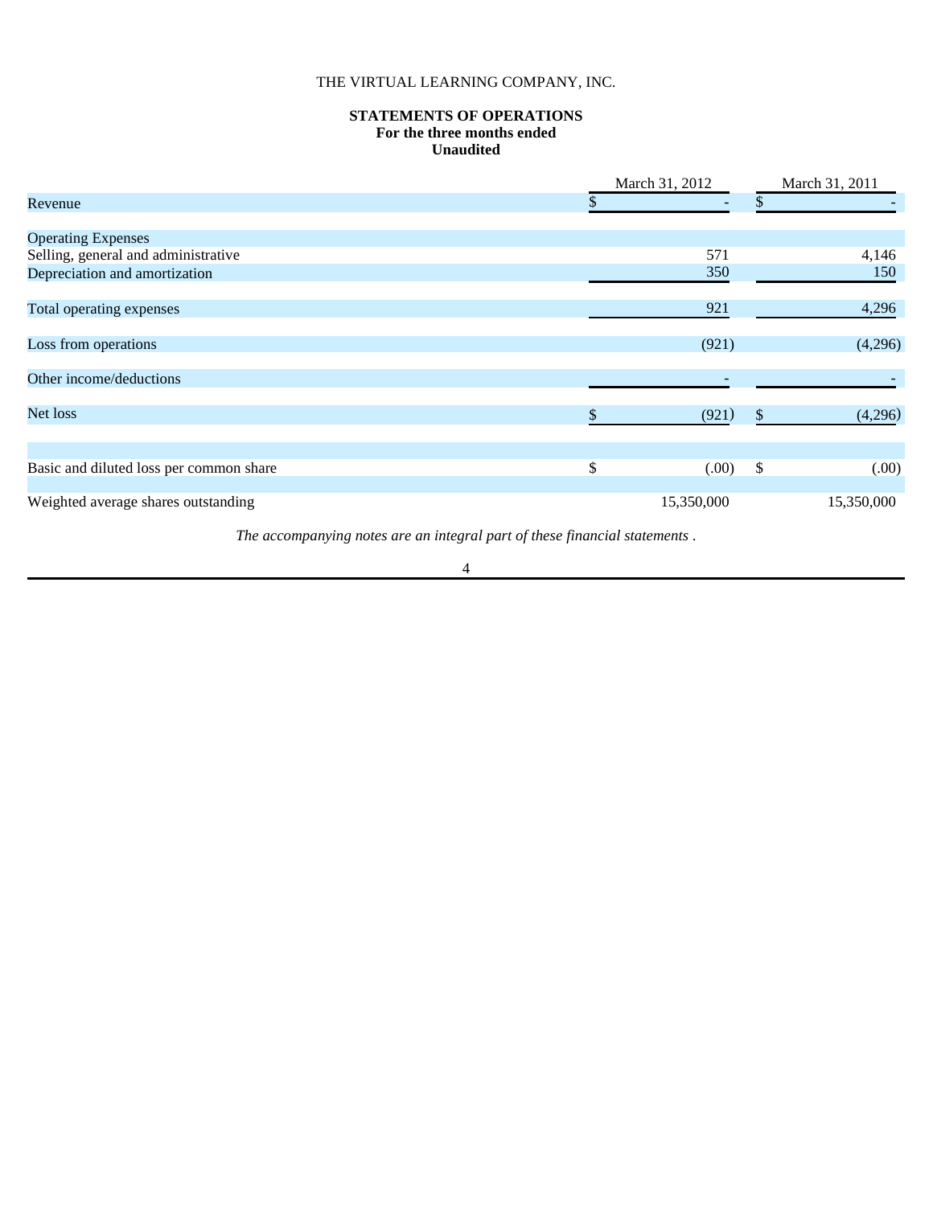THE VIRTUAL LEARNING COMPANY, INC.

**STATEMENTS OF OPERATIONS**
**For the three months ended**
**Unaudited**

| | March 31, 2012 | March 31, 2011 |
|---|---|---|
| Revenue | $ - | $ - |
| | | |
| Operating Expenses | | |
| Selling, general and administrative | 571 | 4,146 |
| Depreciation and amortization | 350 | 150 |
| | | |
| Total operating expenses | 921 | 4,296 |
| | | |
| Loss from operations | (921) | (4,296) |
| | | |
| Other income/deductions | - | - |
| | | |
| Net loss | $ (921) | $ (4,296) |
| | | |
| Basic and diluted loss per common share | $ (.00) | $ (.00) |
| | | |
| Weighted average shares outstanding | 15,350,000 | 15,350,000 |

*The accompanying notes are an integral part of these financial statements .*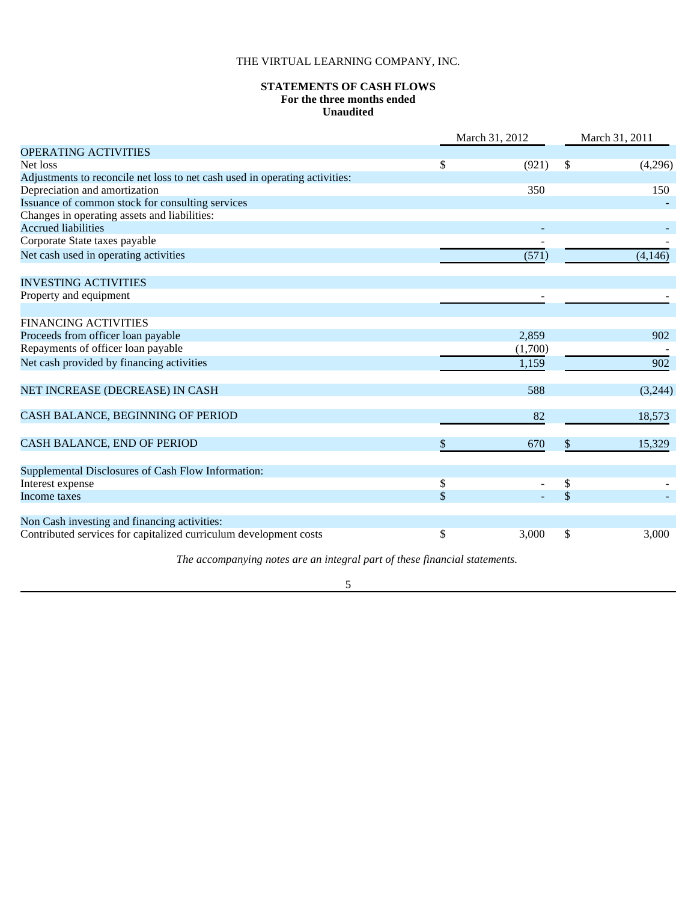THE VIRTUAL LEARNING COMPANY, INC.

**STATEMENTS OF CASH FLOWS**
**For the three months ended**
**Unaudited**

| | March 31, 2012 | March 31, 2011 |
|---|---|---|
| OPERATING ACTIVITIES | | |
| Net loss | $ (921) | $ (4,296) |
| Adjustments to reconcile net loss to net cash used in operating activities: | | |
| Depreciation and amortization | 350 | 150 |
| Issuance of common stock for consulting services | | - |
| Changes in operating assets and liabilities: | | |
| Accrued liabilities | - | - |
| Corporate State taxes payable | - | - |
| Net cash used in operating activities | (571) | (4,146) |
| | | |
| INVESTING ACTIVITIES | | |
| Property and equipment | - | - |
| | | |
| FINANCING ACTIVITIES | | |
| Proceeds from officer loan payable | 2,859 | 902 |
| Repayments of officer loan payable | (1,700) | - |
| Net cash provided by financing activities | 1,159 | 902 |
| | | |
| NET INCREASE (DECREASE) IN CASH | 588 | (3,244) |
| | | |
| CASH BALANCE, BEGINNING OF PERIOD | 82 | 18,573 |
| | | |
| CASH BALANCE, END OF PERIOD | $ 670 | $ 15,329 |
| | | |
| Supplemental Disclosures of Cash Flow Information: | | |
| Interest expense | $ - | $ - |
| Income taxes | $ - | $ - |
| | | |
| Non Cash investing and financing activities: | | |
| Contributed services for capitalized curriculum development costs | $ 3,000 | $ 3,000 |

*The accompanying notes are an integral part of these financial statements.*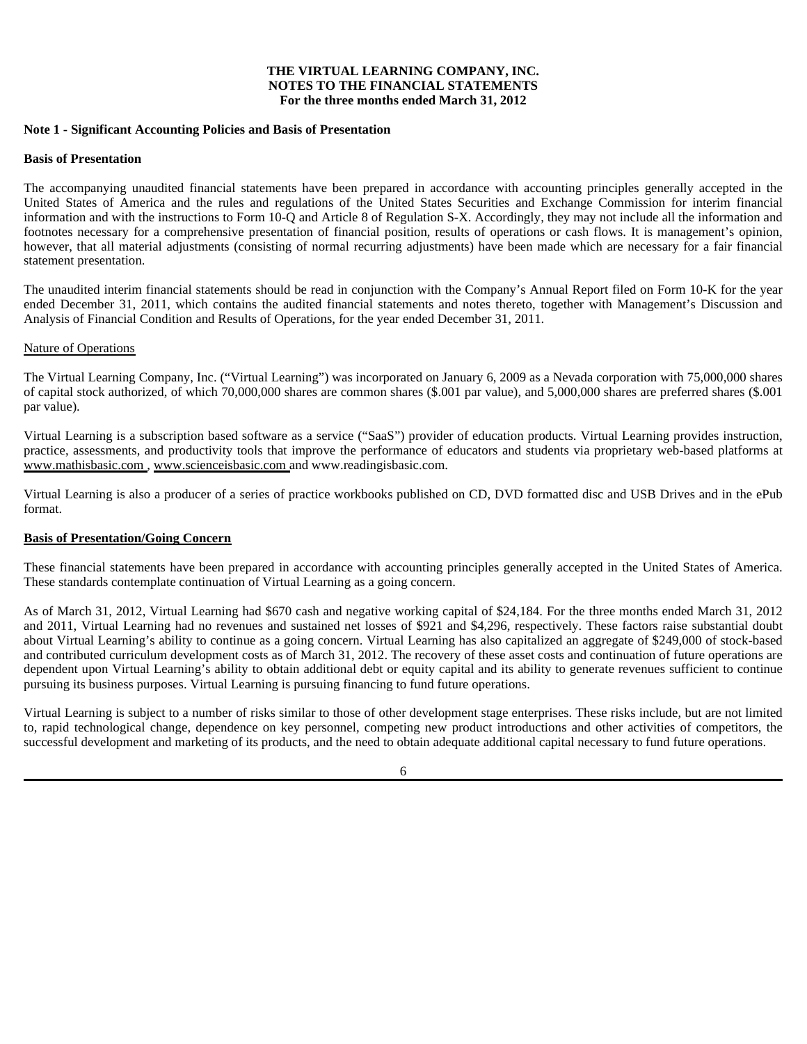**THE VIRTUAL LEARNING COMPANY, INC.**
**NOTES TO THE FINANCIAL STATEMENTS**
**For the three months ended March 31, 2012**

**Note 1 - Significant Accounting Policies and Basis of Presentation**

**Basis of Presentation**

The accompanying unaudited financial statements have been prepared in accordance with accounting principles generally accepted in the United States of America and the rules and regulations of the United States Securities and Exchange Commission for interim financial information and with the instructions to Form 10-Q and Article 8 of Regulation S-X. Accordingly, they may not include all the information and footnotes necessary for a comprehensive presentation of financial position, results of operations or cash flows. It is management's opinion, however, that all material adjustments (consisting of normal recurring adjustments) have been made which are necessary for a fair financial statement presentation.

The unaudited interim financial statements should be read in conjunction with the Company's Annual Report filed on Form 10-K for the year ended December 31, 2011, which contains the audited financial statements and notes thereto, together with Management's Discussion and Analysis of Financial Condition and Results of Operations, for the year ended December 31, 2011.

Nature of Operations

The Virtual Learning Company, Inc. ("Virtual Learning") was incorporated on January 6, 2009 as a Nevada corporation with 75,000,000 shares of capital stock authorized, of which 70,000,000 shares are common shares ($.001 par value), and 5,000,000 shares are preferred shares ($.001 par value).

Virtual Learning is a subscription based software as a service ("SaaS") provider of education products. Virtual Learning provides instruction, practice, assessments, and productivity tools that improve the performance of educators and students via proprietary web-based platforms at www.mathisbasic.com , www.scienceisbasic.com and www.readingisbasic.com.

Virtual Learning is also a producer of a series of practice workbooks published on CD, DVD formatted disc and USB Drives and in the ePub format.

**Basis of Presentation/Going Concern**

These financial statements have been prepared in accordance with accounting principles generally accepted in the United States of America. These standards contemplate continuation of Virtual Learning as a going concern.

As of March 31, 2012, Virtual Learning had $670 cash and negative working capital of $24,184. For the three months ended March 31, 2012 and 2011, Virtual Learning had no revenues and sustained net losses of $921 and $4,296, respectively. These factors raise substantial doubt about Virtual Learning's ability to continue as a going concern. Virtual Learning has also capitalized an aggregate of $249,000 of stock-based and contributed curriculum development costs as of March 31, 2012. The recovery of these asset costs and continuation of future operations are dependent upon Virtual Learning's ability to obtain additional debt or equity capital and its ability to generate revenues sufficient to continue pursuing its business purposes. Virtual Learning is pursuing financing to fund future operations.

Virtual Learning is subject to a number of risks similar to those of other development stage enterprises. These risks include, but are not limited to, rapid technological change, dependence on key personnel, competing new product introductions and other activities of competitors, the successful development and marketing of its products, and the need to obtain adequate additional capital necessary to fund future operations.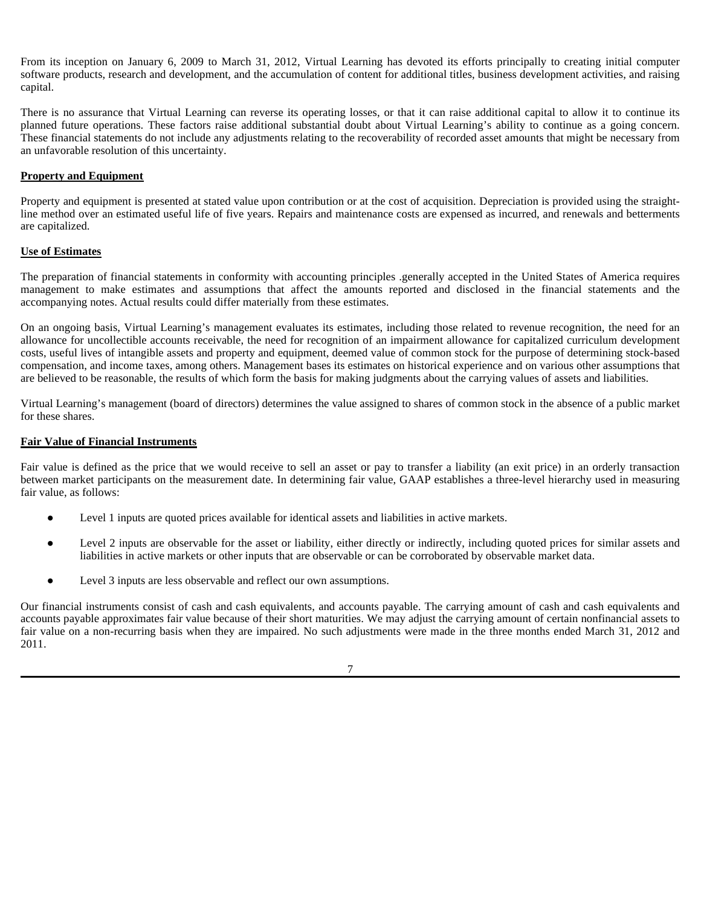From its inception on January 6, 2009 to March 31, 2012, Virtual Learning has devoted its efforts principally to creating initial computer software products, research and development, and the accumulation of content for additional titles, business development activities, and raising capital.

There is no assurance that Virtual Learning can reverse its operating losses, or that it can raise additional capital to allow it to continue its planned future operations. These factors raise additional substantial doubt about Virtual Learning's ability to continue as a going concern. These financial statements do not include any adjustments relating to the recoverability of recorded asset amounts that might be necessary from an unfavorable resolution of this uncertainty.

**Property and Equipment**

Property and equipment is presented at stated value upon contribution or at the cost of acquisition. Depreciation is provided using the straight-line method over an estimated useful life of five years. Repairs and maintenance costs are expensed as incurred, and renewals and betterments are capitalized.

**Use of Estimates**

The preparation of financial statements in conformity with accounting principles .generally accepted in the United States of America requires management to make estimates and assumptions that affect the amounts reported and disclosed in the financial statements and the accompanying notes. Actual results could differ materially from these estimates.

On an ongoing basis, Virtual Learning's management evaluates its estimates, including those related to revenue recognition, the need for an allowance for uncollectible accounts receivable, the need for recognition of an impairment allowance for capitalized curriculum development costs, useful lives of intangible assets and property and equipment, deemed value of common stock for the purpose of determining stock-based compensation, and income taxes, among others. Management bases its estimates on historical experience and on various other assumptions that are believed to be reasonable, the results of which form the basis for making judgments about the carrying values of assets and liabilities.

Virtual Learning's management (board of directors) determines the value assigned to shares of common stock in the absence of a public market for these shares.

**Fair Value of Financial Instruments**

Fair value is defined as the price that we would receive to sell an asset or pay to transfer a liability (an exit price) in an orderly transaction between market participants on the measurement date. In determining fair value, GAAP establishes a three-level hierarchy used in measuring fair value, as follows:

- Level 1 inputs are quoted prices available for identical assets and liabilities in active markets.
- Level 2 inputs are observable for the asset or liability, either directly or indirectly, including quoted prices for similar assets and liabilities in active markets or other inputs that are observable or can be corroborated by observable market data.
- Level 3 inputs are less observable and reflect our own assumptions.

Our financial instruments consist of cash and cash equivalents, and accounts payable. The carrying amount of cash and cash equivalents and accounts payable approximates fair value because of their short maturities. We may adjust the carrying amount of certain nonfinancial assets to fair value on a non-recurring basis when they are impaired. No such adjustments were made in the three months ended March 31, 2012 and 2011.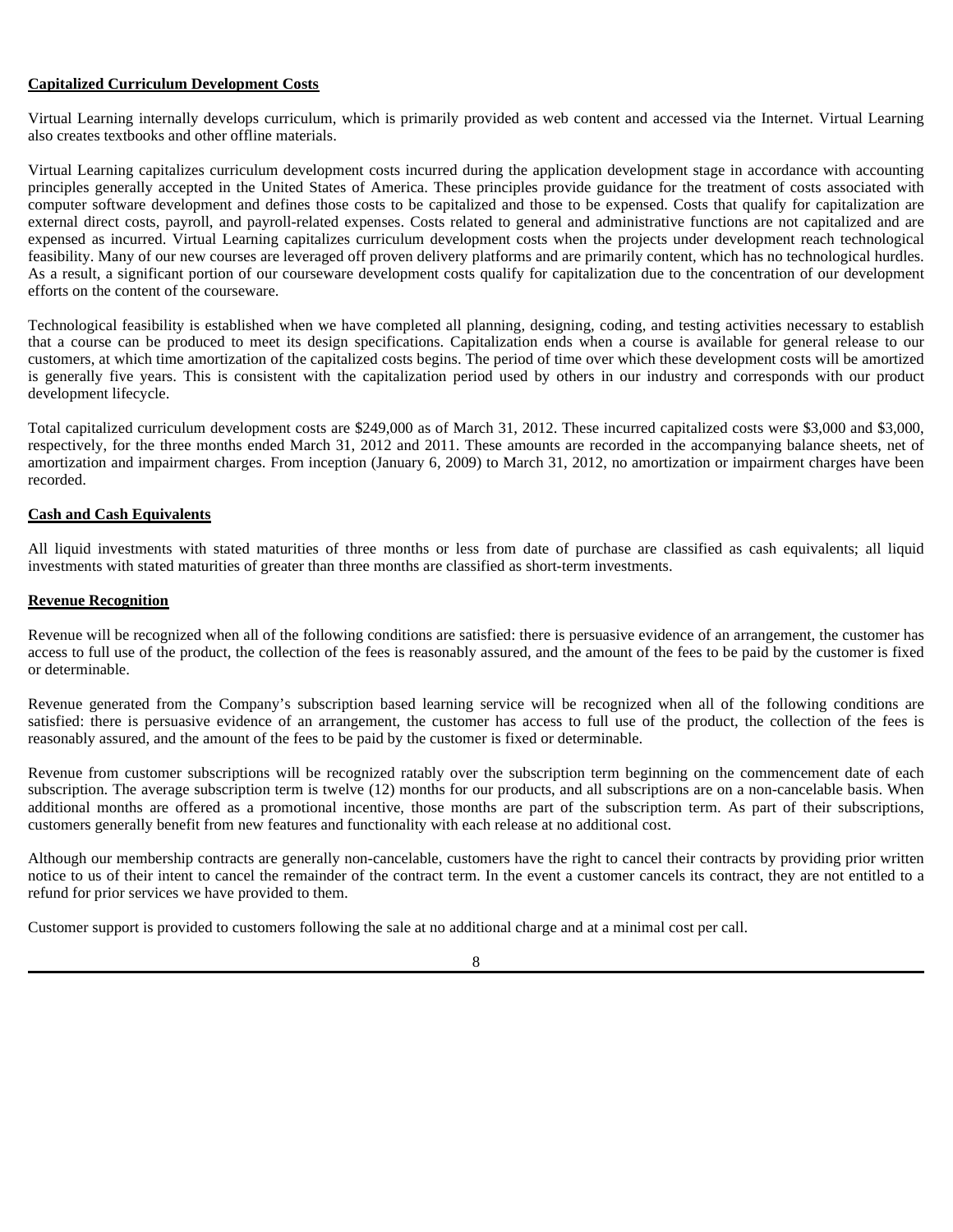**Capitalized Curriculum Development Costs**

Virtual Learning internally develops curriculum, which is primarily provided as web content and accessed via the Internet. Virtual Learning also creates textbooks and other offline materials.

Virtual Learning capitalizes curriculum development costs incurred during the application development stage in accordance with accounting principles generally accepted in the United States of America. These principles provide guidance for the treatment of costs associated with computer software development and defines those costs to be capitalized and those to be expensed. Costs that qualify for capitalization are external direct costs, payroll, and payroll-related expenses. Costs related to general and administrative functions are not capitalized and are expensed as incurred. Virtual Learning capitalizes curriculum development costs when the projects under development reach technological feasibility. Many of our new courses are leveraged off proven delivery platforms and are primarily content, which has no technological hurdles. As a result, a significant portion of our courseware development costs qualify for capitalization due to the concentration of our development efforts on the content of the courseware.

Technological feasibility is established when we have completed all planning, designing, coding, and testing activities necessary to establish that a course can be produced to meet its design specifications. Capitalization ends when a course is available for general release to our customers, at which time amortization of the capitalized costs begins. The period of time over which these development costs will be amortized is generally five years. This is consistent with the capitalization period used by others in our industry and corresponds with our product development lifecycle.

Total capitalized curriculum development costs are $249,000 as of March 31, 2012. These incurred capitalized costs were $3,000 and $3,000, respectively, for the three months ended March 31, 2012 and 2011. These amounts are recorded in the accompanying balance sheets, net of amortization and impairment charges. From inception (January 6, 2009) to March 31, 2012, no amortization or impairment charges have been recorded.

**Cash and Cash Equivalents**

All liquid investments with stated maturities of three months or less from date of purchase are classified as cash equivalents; all liquid investments with stated maturities of greater than three months are classified as short-term investments.

**Revenue Recognition**

Revenue will be recognized when all of the following conditions are satisfied: there is persuasive evidence of an arrangement, the customer has access to full use of the product, the collection of the fees is reasonably assured, and the amount of the fees to be paid by the customer is fixed or determinable.

Revenue generated from the Company's subscription based learning service will be recognized when all of the following conditions are satisfied: there is persuasive evidence of an arrangement, the customer has access to full use of the product, the collection of the fees is reasonably assured, and the amount of the fees to be paid by the customer is fixed or determinable.

Revenue from customer subscriptions will be recognized ratably over the subscription term beginning on the commencement date of each subscription. The average subscription term is twelve (12) months for our products, and all subscriptions are on a non-cancelable basis. When additional months are offered as a promotional incentive, those months are part of the subscription term. As part of their subscriptions, customers generally benefit from new features and functionality with each release at no additional cost.

Although our membership contracts are generally non-cancelable, customers have the right to cancel their contracts by providing prior written notice to us of their intent to cancel the remainder of the contract term. In the event a customer cancels its contract, they are not entitled to a refund for prior services we have provided to them.

Customer support is provided to customers following the sale at no additional charge and at a minimal cost per call.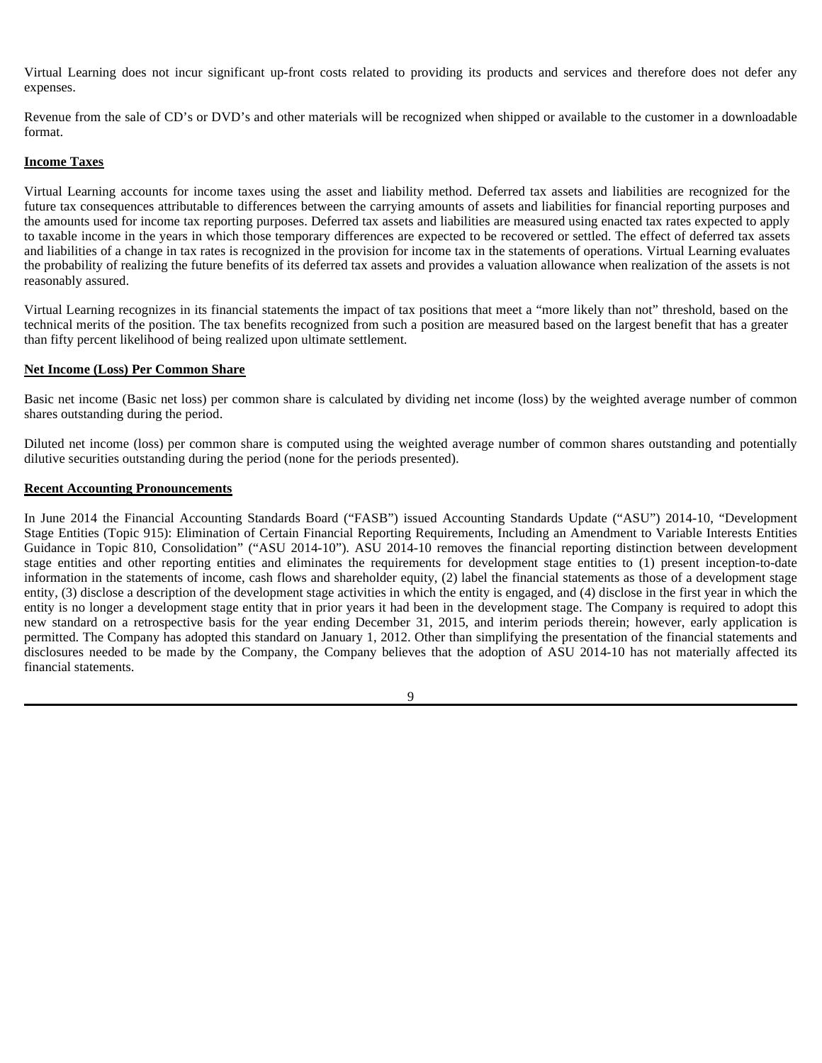Virtual Learning does not incur significant up-front costs related to providing its products and services and therefore does not defer any expenses.

Revenue from the sale of CD's or DVD's and other materials will be recognized when shipped or available to the customer in a downloadable format.

**Income Taxes**

Virtual Learning accounts for income taxes using the asset and liability method. Deferred tax assets and liabilities are recognized for the future tax consequences attributable to differences between the carrying amounts of assets and liabilities for financial reporting purposes and the amounts used for income tax reporting purposes. Deferred tax assets and liabilities are measured using enacted tax rates expected to apply to taxable income in the years in which those temporary differences are expected to be recovered or settled. The effect of deferred tax assets and liabilities of a change in tax rates is recognized in the provision for income tax in the statements of operations. Virtual Learning evaluates the probability of realizing the future benefits of its deferred tax assets and provides a valuation allowance when realization of the assets is not reasonably assured.

Virtual Learning recognizes in its financial statements the impact of tax positions that meet a "more likely than not" threshold, based on the technical merits of the position. The tax benefits recognized from such a position are measured based on the largest benefit that has a greater than fifty percent likelihood of being realized upon ultimate settlement.

**Net Income (Loss) Per Common Share**

Basic net income (Basic net loss) per common share is calculated by dividing net income (loss) by the weighted average number of common shares outstanding during the period.

Diluted net income (loss) per common share is computed using the weighted average number of common shares outstanding and potentially dilutive securities outstanding during the period (none for the periods presented).

**Recent Accounting Pronouncements**

In June 2014 the Financial Accounting Standards Board ("FASB") issued Accounting Standards Update ("ASU") 2014-10, "Development Stage Entities (Topic 915): Elimination of Certain Financial Reporting Requirements, Including an Amendment to Variable Interests Entities Guidance in Topic 810, Consolidation" ("ASU 2014-10"). ASU 2014-10 removes the financial reporting distinction between development stage entities and other reporting entities and eliminates the requirements for development stage entities to (1) present inception-to-date information in the statements of income, cash flows and shareholder equity, (2) label the financial statements as those of a development stage entity, (3) disclose a description of the development stage activities in which the entity is engaged, and (4) disclose in the first year in which the entity is no longer a development stage entity that in prior years it had been in the development stage. The Company is required to adopt this new standard on a retrospective basis for the year ending December 31, 2015, and interim periods therein; however, early application is permitted. The Company has adopted this standard on January 1, 2012. Other than simplifying the presentation of the financial statements and disclosures needed to be made by the Company, the Company believes that the adoption of ASU 2014-10 has not materially affected its financial statements.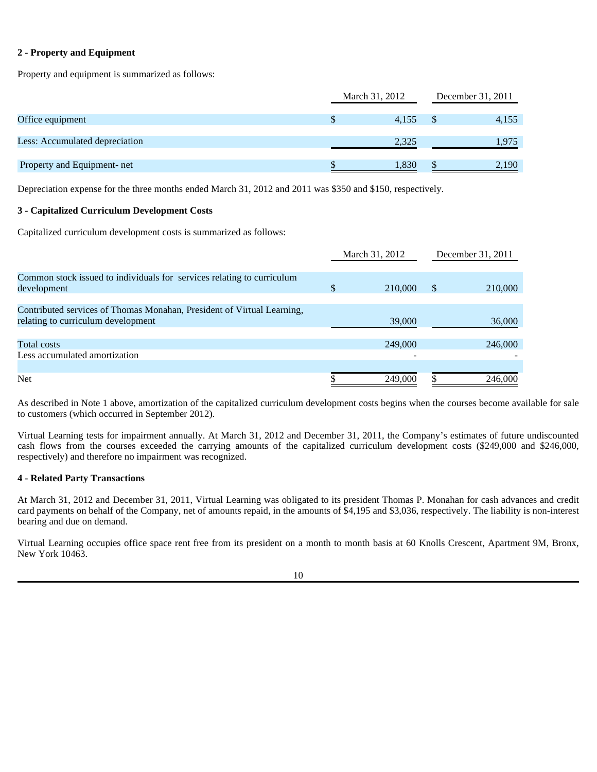**2 - Property and Equipment**

Property and equipment is summarized as follows:

| | March 31, 2012 | December 31, 2011 |
|---|---|---|
| Office equipment | $ 4,155 | $ 4,155 |
| Less: Accumulated depreciation | 2,325 | 1,975 |
| Property and Equipment- net | $ 1,830 | $ 2,190 |

Depreciation expense for the three months ended March 31, 2012 and 2011 was $350 and $150, respectively.

**3 - Capitalized Curriculum Development Costs**

Capitalized curriculum development costs is summarized as follows:

| | March 31, 2012 | December 31, 2011 |
|---|---|---|
| Common stock issued to individuals for services relating to curriculum development | $ 210,000 | $ 210,000 |
| Contributed services of Thomas Monahan, President of Virtual Learning, relating to curriculum development | 39,000 | 36,000 |
| Total costs | 249,000 | 246,000 |
| Less accumulated amortization | - | - |
| Net | $ 249,000 | $ 246,000 |

As described in Note 1 above, amortization of the capitalized curriculum development costs begins when the courses become available for sale to customers (which occurred in September 2012).

Virtual Learning tests for impairment annually. At March 31, 2012 and December 31, 2011, the Company's estimates of future undiscounted cash flows from the courses exceeded the carrying amounts of the capitalized curriculum development costs ($249,000 and $246,000, respectively) and therefore no impairment was recognized.

**4 - Related Party Transactions**

At March 31, 2012 and December 31, 2011, Virtual Learning was obligated to its president Thomas P. Monahan for cash advances and credit card payments on behalf of the Company, net of amounts repaid, in the amounts of $4,195 and $3,036, respectively. The liability is non-interest bearing and due on demand.

Virtual Learning occupies office space rent free from its president on a month to month basis at 60 Knolls Crescent, Apartment 9M, Bronx, New York 10463.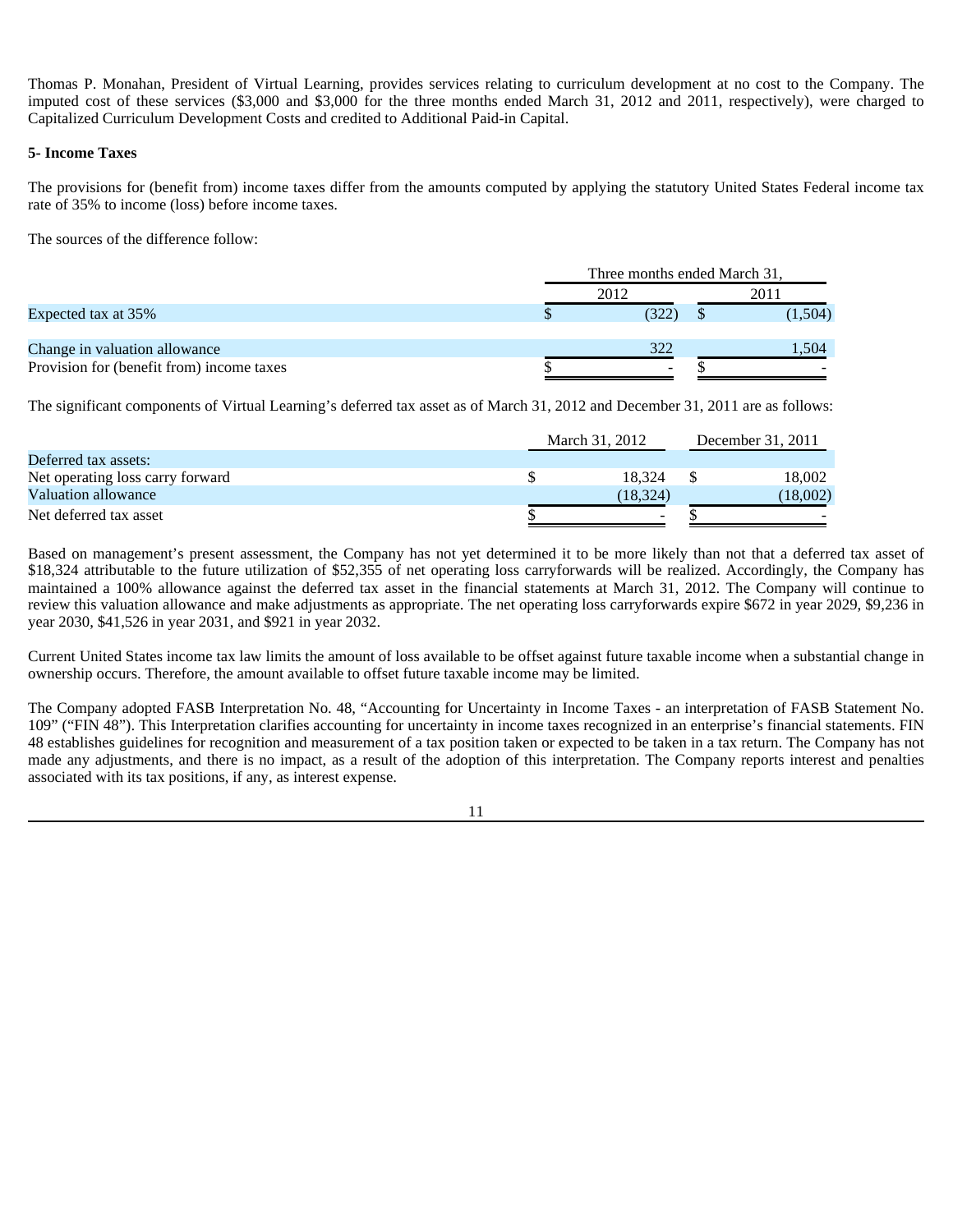Thomas P. Monahan, President of Virtual Learning, provides services relating to curriculum development at no cost to the Company. The imputed cost of these services ($3,000 and $3,000 for the three months ended March 31, 2012 and 2011, respectively), were charged to Capitalized Curriculum Development Costs and credited to Additional Paid-in Capital.

**5- Income Taxes**

The provisions for (benefit from) income taxes differ from the amounts computed by applying the statutory United States Federal income tax rate of 35% to income (loss) before income taxes.

The sources of the difference follow:

| | Three months ended March 31, | |
|---|---|---|
| | 2012 | 2011 |
| Expected tax at 35% | $ (322) | $ (1,504) |
| Change in valuation allowance | 322 | 1,504 |
| Provision for (benefit from) income taxes | $ - | $ - |

The significant components of Virtual Learning's deferred tax asset as of March 31, 2012 and December 31, 2011 are as follows:

| | March 31, 2012 | December 31, 2011 |
|---|---|---|
| Deferred tax assets: | | |
| Net operating loss carry forward | $ 18,324 | $ 18,002 |
| Valuation allowance | (18,324) | (18,002) |
| Net deferred tax asset | $ - | $ - |

Based on management's present assessment, the Company has not yet determined it to be more likely than not that a deferred tax asset of $18,324 attributable to the future utilization of $52,355 of net operating loss carryforwards will be realized. Accordingly, the Company has maintained a 100% allowance against the deferred tax asset in the financial statements at March 31, 2012. The Company will continue to review this valuation allowance and make adjustments as appropriate. The net operating loss carryforwards expire $672 in year 2029, $9,236 in year 2030, $41,526 in year 2031, and $921 in year 2032.

Current United States income tax law limits the amount of loss available to be offset against future taxable income when a substantial change in ownership occurs. Therefore, the amount available to offset future taxable income may be limited.

The Company adopted FASB Interpretation No. 48, "Accounting for Uncertainty in Income Taxes - an interpretation of FASB Statement No. 109" ("FIN 48"). This Interpretation clarifies accounting for uncertainty in income taxes recognized in an enterprise's financial statements. FIN 48 establishes guidelines for recognition and measurement of a tax position taken or expected to be taken in a tax return. The Company has not made any adjustments, and there is no impact, as a result of the adoption of this interpretation. The Company reports interest and penalties associated with its tax positions, if any, as interest expense.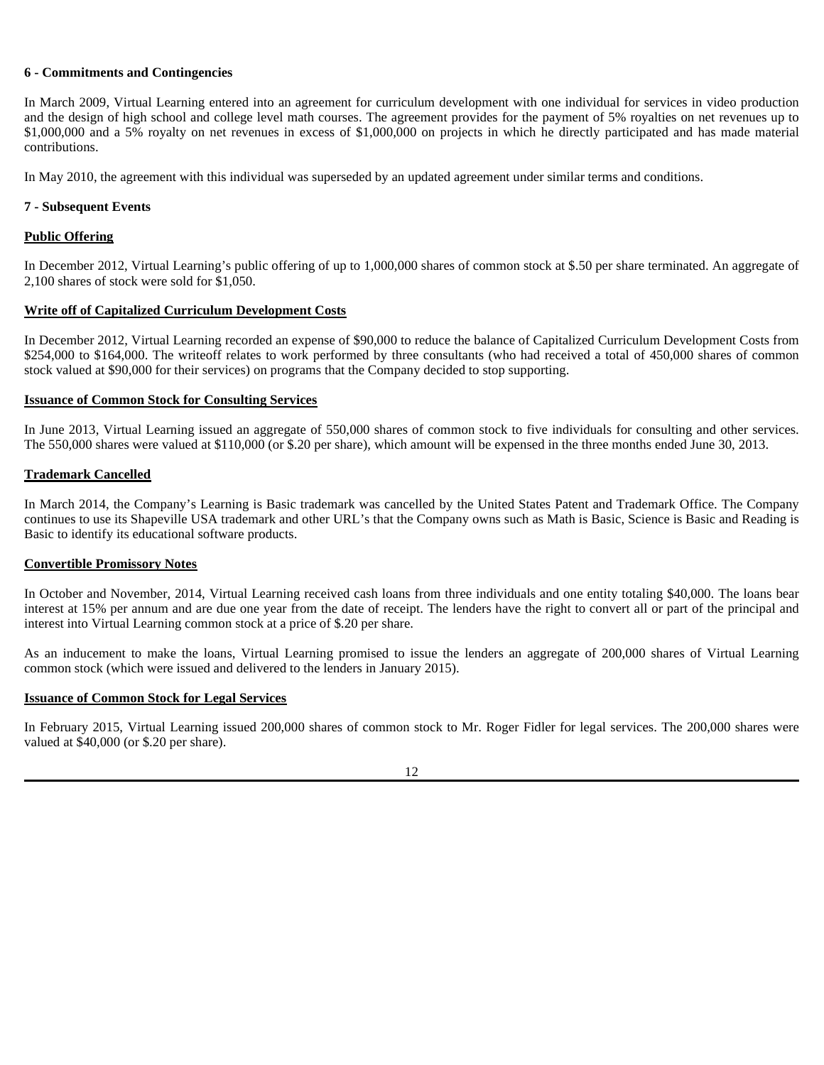**6 - Commitments and Contingencies**

In March 2009, Virtual Learning entered into an agreement for curriculum development with one individual for services in video production and the design of high school and college level math courses. The agreement provides for the payment of 5% royalties on net revenues up to $1,000,000 and a 5% royalty on net revenues in excess of $1,000,000 on projects in which he directly participated and has made material contributions.

In May 2010, the agreement with this individual was superseded by an updated agreement under similar terms and conditions.

**7 - Subsequent Events**

**Public Offering**

In December 2012, Virtual Learning's public offering of up to 1,000,000 shares of common stock at $.50 per share terminated. An aggregate of 2,100 shares of stock were sold for $1,050.

**Write off of Capitalized Curriculum Development Costs**

In December 2012, Virtual Learning recorded an expense of $90,000 to reduce the balance of Capitalized Curriculum Development Costs from $254,000 to $164,000. The writeoff relates to work performed by three consultants (who had received a total of 450,000 shares of common stock valued at $90,000 for their services) on programs that the Company decided to stop supporting.

**Issuance of Common Stock for Consulting Services**

In June 2013, Virtual Learning issued an aggregate of 550,000 shares of common stock to five individuals for consulting and other services. The 550,000 shares were valued at $110,000 (or $.20 per share), which amount will be expensed in the three months ended June 30, 2013.

**Trademark Cancelled**

In March 2014, the Company's Learning is Basic trademark was cancelled by the United States Patent and Trademark Office. The Company continues to use its Shapeville USA trademark and other URL's that the Company owns such as Math is Basic, Science is Basic and Reading is Basic to identify its educational software products.

**Convertible Promissory Notes**

In October and November, 2014, Virtual Learning received cash loans from three individuals and one entity totaling $40,000. The loans bear interest at 15% per annum and are due one year from the date of receipt. The lenders have the right to convert all or part of the principal and interest into Virtual Learning common stock at a price of $.20 per share.

As an inducement to make the loans, Virtual Learning promised to issue the lenders an aggregate of 200,000 shares of Virtual Learning common stock (which were issued and delivered to the lenders in January 2015).

**Issuance of Common Stock for Legal Services**

In February 2015, Virtual Learning issued 200,000 shares of common stock to Mr. Roger Fidler for legal services. The 200,000 shares were valued at $40,000 (or $.20 per share).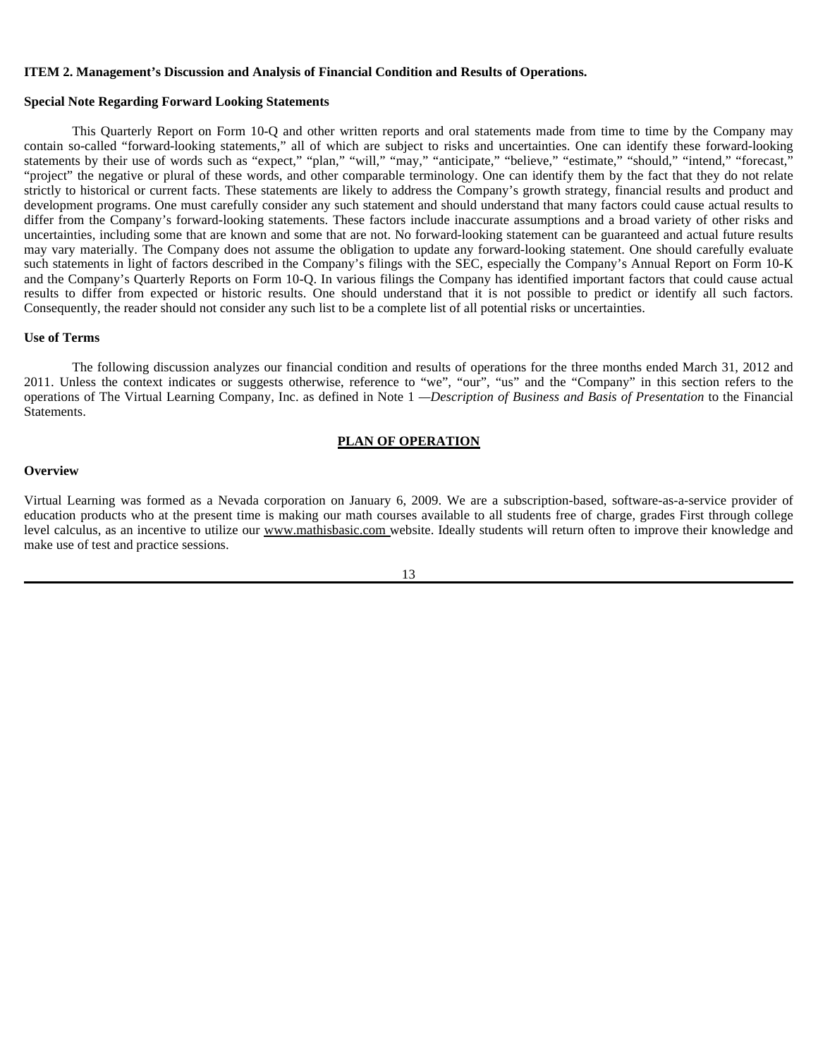**ITEM 2. Management's Discussion and Analysis of Financial Condition and Results of Operations.**

**Special Note Regarding Forward Looking Statements**

This Quarterly Report on Form 10-Q and other written reports and oral statements made from time to time by the Company may contain so-called "forward-looking statements," all of which are subject to risks and uncertainties. One can identify these forward-looking statements by their use of words such as "expect," "plan," "will," "may," "anticipate," "believe," "estimate," "should," "intend," "forecast," "project" the negative or plural of these words, and other comparable terminology. One can identify them by the fact that they do not relate strictly to historical or current facts. These statements are likely to address the Company's growth strategy, financial results and product and development programs. One must carefully consider any such statement and should understand that many factors could cause actual results to differ from the Company's forward-looking statements. These factors include inaccurate assumptions and a broad variety of other risks and uncertainties, including some that are known and some that are not. No forward-looking statement can be guaranteed and actual future results may vary materially. The Company does not assume the obligation to update any forward-looking statement. One should carefully evaluate such statements in light of factors described in the Company's filings with the SEC, especially the Company's Annual Report on Form 10-K and the Company's Quarterly Reports on Form 10-Q. In various filings the Company has identified important factors that could cause actual results to differ from expected or historic results. One should understand that it is not possible to predict or identify all such factors. Consequently, the reader should not consider any such list to be a complete list of all potential risks or uncertainties.

**Use of Terms**

The following discussion analyzes our financial condition and results of operations for the three months ended March 31, 2012 and 2011. Unless the context indicates or suggests otherwise, reference to "we", "our", "us" and the "Company" in this section refers to the operations of The Virtual Learning Company, Inc. as defined in Note 1 —*Description of Business and Basis of Presentation* to the Financial Statements.

## PLAN OF OPERATION

**Overview**

Virtual Learning was formed as a Nevada corporation on January 6, 2009. We are a subscription-based, software-as-a-service provider of education products who at the present time is making our math courses available to all students free of charge, grades First through college level calculus, as an incentive to utilize our www.mathisbasic.com website. Ideally students will return often to improve their knowledge and make use of test and practice sessions.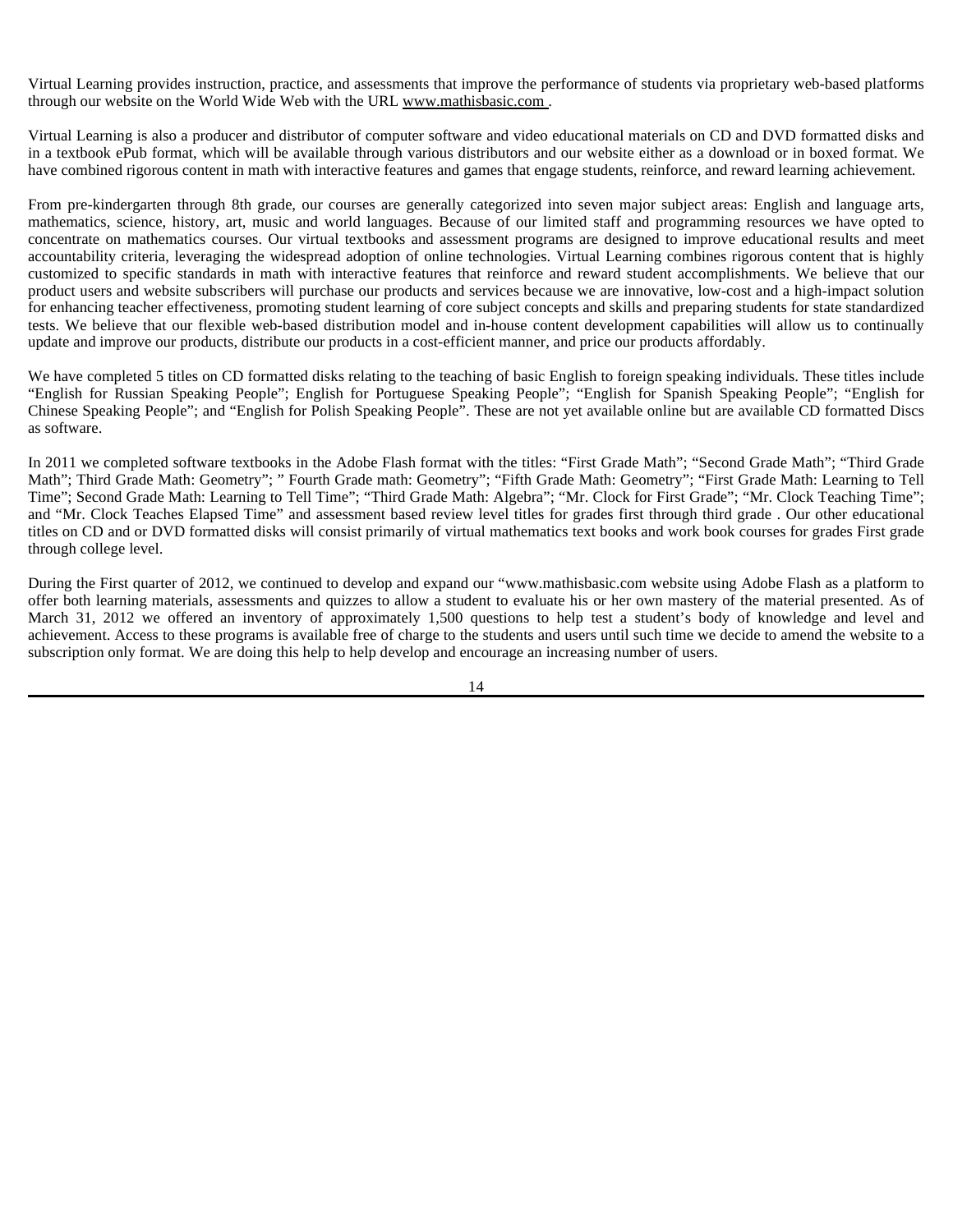Virtual Learning provides instruction, practice, and assessments that improve the performance of students via proprietary web-based platforms through our website on the World Wide Web with the URL www.mathisbasic.com .

Virtual Learning is also a producer and distributor of computer software and video educational materials on CD and DVD formatted disks and in a textbook ePub format, which will be available through various distributors and our website either as a download or in boxed format. We have combined rigorous content in math with interactive features and games that engage students, reinforce, and reward learning achievement.

From pre-kindergarten through 8th grade, our courses are generally categorized into seven major subject areas: English and language arts, mathematics, science, history, art, music and world languages. Because of our limited staff and programming resources we have opted to concentrate on mathematics courses. Our virtual textbooks and assessment programs are designed to improve educational results and meet accountability criteria, leveraging the widespread adoption of online technologies. Virtual Learning combines rigorous content that is highly customized to specific standards in math with interactive features that reinforce and reward student accomplishments. We believe that our product users and website subscribers will purchase our products and services because we are innovative, low-cost and a high-impact solution for enhancing teacher effectiveness, promoting student learning of core subject concepts and skills and preparing students for state standardized tests. We believe that our flexible web-based distribution model and in-house content development capabilities will allow us to continually update and improve our products, distribute our products in a cost-efficient manner, and price our products affordably.

We have completed 5 titles on CD formatted disks relating to the teaching of basic English to foreign speaking individuals. These titles include "English for Russian Speaking People"; English for Portuguese Speaking People"; "English for Spanish Speaking People"; "English for Chinese Speaking People"; and "English for Polish Speaking People". These are not yet available online but are available CD formatted Discs as software.

In 2011 we completed software textbooks in the Adobe Flash format with the titles: "First Grade Math"; "Second Grade Math"; "Third Grade Math"; Third Grade Math: Geometry"; " Fourth Grade math: Geometry"; "Fifth Grade Math: Geometry"; "First Grade Math: Learning to Tell Time"; Second Grade Math: Learning to Tell Time"; "Third Grade Math: Algebra"; "Mr. Clock for First Grade"; "Mr. Clock Teaching Time"; and "Mr. Clock Teaches Elapsed Time" and assessment based review level titles for grades first through third grade . Our other educational titles on CD and or DVD formatted disks will consist primarily of virtual mathematics text books and work book courses for grades First grade through college level.

During the First quarter of 2012, we continued to develop and expand our "www.mathisbasic.com website using Adobe Flash as a platform to offer both learning materials, assessments and quizzes to allow a student to evaluate his or her own mastery of the material presented. As of March 31, 2012 we offered an inventory of approximately 1,500 questions to help test a student's body of knowledge and level and achievement. Access to these programs is available free of charge to the students and users until such time we decide to amend the website to a subscription only format. We are doing this help to help develop and encourage an increasing number of users.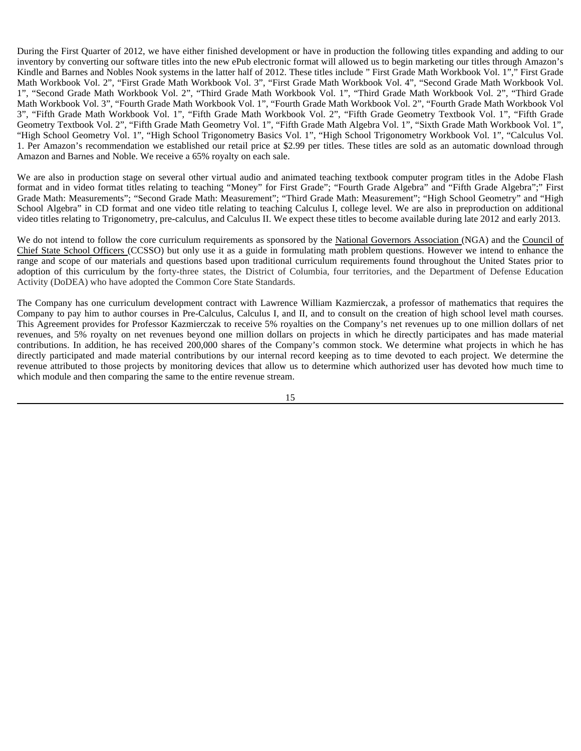During the First Quarter of 2012, we have either finished development or have in production the following titles expanding and adding to our inventory by converting our software titles into the new ePub electronic format will allowed us to begin marketing our titles through Amazon's Kindle and Barnes and Nobles Nook systems in the latter half of 2012. These titles include " First Grade Math Workbook Vol. 1"," First Grade Math Workbook Vol. 2", "First Grade Math Workbook Vol. 3", "First Grade Math Workbook Vol. 4", "Second Grade Math Workbook Vol. 1", "Second Grade Math Workbook Vol. 2", "Third Grade Math Workbook Vol. 1", "Third Grade Math Workbook Vol. 2", "Third Grade Math Workbook Vol. 3", "Fourth Grade Math Workbook Vol. 1", "Fourth Grade Math Workbook Vol. 2", "Fourth Grade Math Workbook Vol 3", "Fifth Grade Math Workbook Vol. 1", "Fifth Grade Math Workbook Vol. 2", "Fifth Grade Geometry Textbook Vol. 1", "Fifth Grade Geometry Textbook Vol. 2", "Fifth Grade Math Geometry Vol. 1", "Fifth Grade Math Algebra Vol. 1", "Sixth Grade Math Workbook Vol. 1", "High School Geometry Vol. 1", "High School Trigonometry Basics Vol. 1", "High School Trigonometry Workbook Vol. 1", "Calculus Vol. 1. Per Amazon's recommendation we established our retail price at $2.99 per titles. These titles are sold as an automatic download through Amazon and Barnes and Noble. We receive a 65% royalty on each sale.

We are also in production stage on several other virtual audio and animated teaching textbook computer program titles in the Adobe Flash format and in video format titles relating to teaching "Money" for First Grade"; "Fourth Grade Algebra" and "Fifth Grade Algebra";" First Grade Math: Measurements"; "Second Grade Math: Measurement"; "Third Grade Math: Measurement"; "High School Geometry" and "High School Algebra" in CD format and one video title relating to teaching Calculus I, college level. We are also in preproduction on additional video titles relating to Trigonometry, pre-calculus, and Calculus II. We expect these titles to become available during late 2012 and early 2013.

We do not intend to follow the core curriculum requirements as sponsored by the National Governors Association (NGA) and the Council of Chief State School Officers (CCSSO) but only use it as a guide in formulating math problem questions. However we intend to enhance the range and scope of our materials and questions based upon traditional curriculum requirements found throughout the United States prior to adoption of this curriculum by the forty-three states, the District of Columbia, four territories, and the Department of Defense Education Activity (DoDEA) who have adopted the Common Core State Standards.

The Company has one curriculum development contract with Lawrence William Kazmierczak, a professor of mathematics that requires the Company to pay him to author courses in Pre-Calculus, Calculus I, and II, and to consult on the creation of high school level math courses. This Agreement provides for Professor Kazmierczak to receive 5% royalties on the Company's net revenues up to one million dollars of net revenues, and 5% royalty on net revenues beyond one million dollars on projects in which he directly participates and has made material contributions. In addition, he has received 200,000 shares of the Company's common stock. We determine what projects in which he has directly participated and made material contributions by our internal record keeping as to time devoted to each project. We determine the revenue attributed to those projects by monitoring devices that allow us to determine which authorized user has devoted how much time to which module and then comparing the same to the entire revenue stream.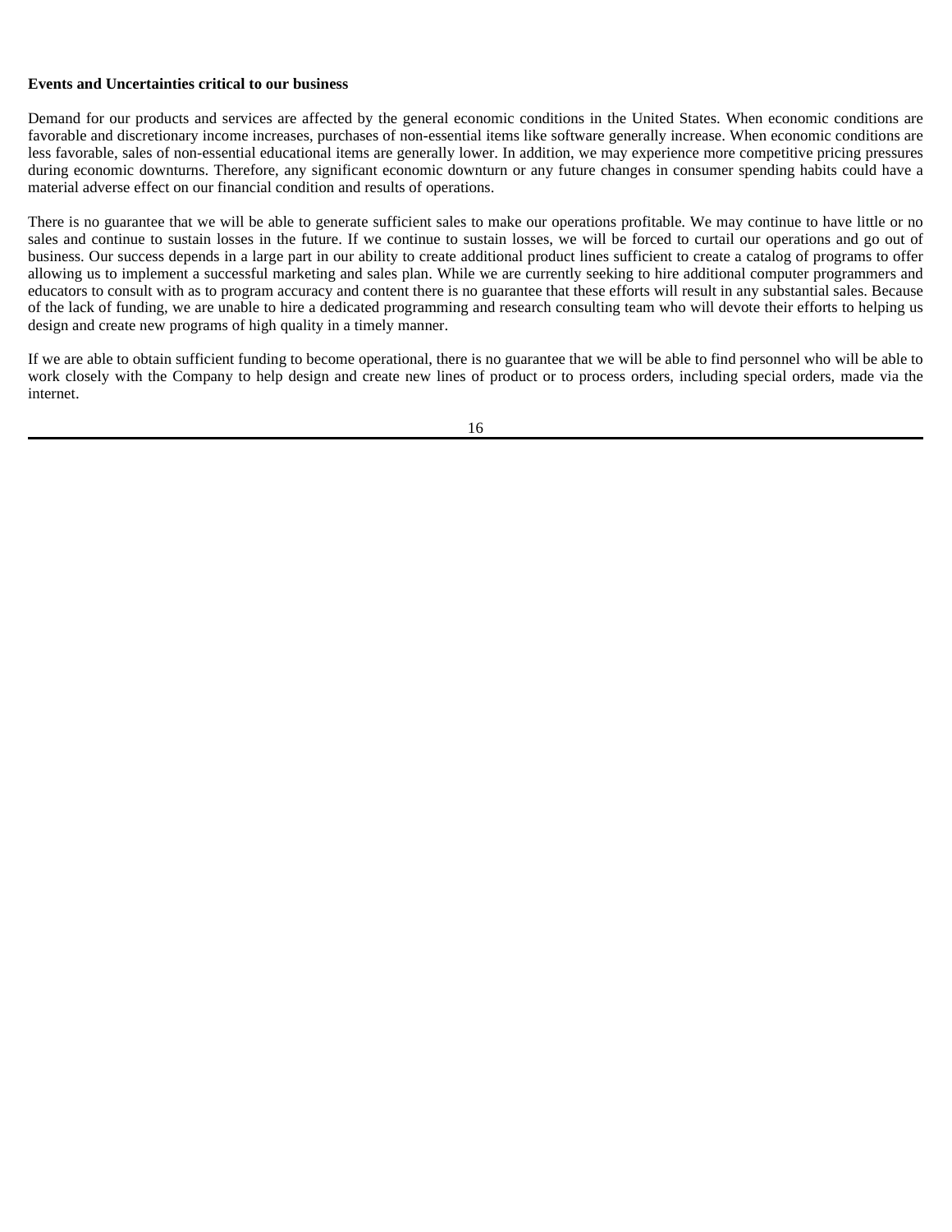**Events and Uncertainties critical to our business**

Demand for our products and services are affected by the general economic conditions in the United States. When economic conditions are favorable and discretionary income increases, purchases of non-essential items like software generally increase. When economic conditions are less favorable, sales of non-essential educational items are generally lower. In addition, we may experience more competitive pricing pressures during economic downturns. Therefore, any significant economic downturn or any future changes in consumer spending habits could have a material adverse effect on our financial condition and results of operations.

There is no guarantee that we will be able to generate sufficient sales to make our operations profitable. We may continue to have little or no sales and continue to sustain losses in the future. If we continue to sustain losses, we will be forced to curtail our operations and go out of business. Our success depends in a large part in our ability to create additional product lines sufficient to create a catalog of programs to offer allowing us to implement a successful marketing and sales plan. While we are currently seeking to hire additional computer programmers and educators to consult with as to program accuracy and content there is no guarantee that these efforts will result in any substantial sales. Because of the lack of funding, we are unable to hire a dedicated programming and research consulting team who will devote their efforts to helping us design and create new programs of high quality in a timely manner.

If we are able to obtain sufficient funding to become operational, there is no guarantee that we will be able to find personnel who will be able to work closely with the Company to help design and create new lines of product or to process orders, including special orders, made via the internet.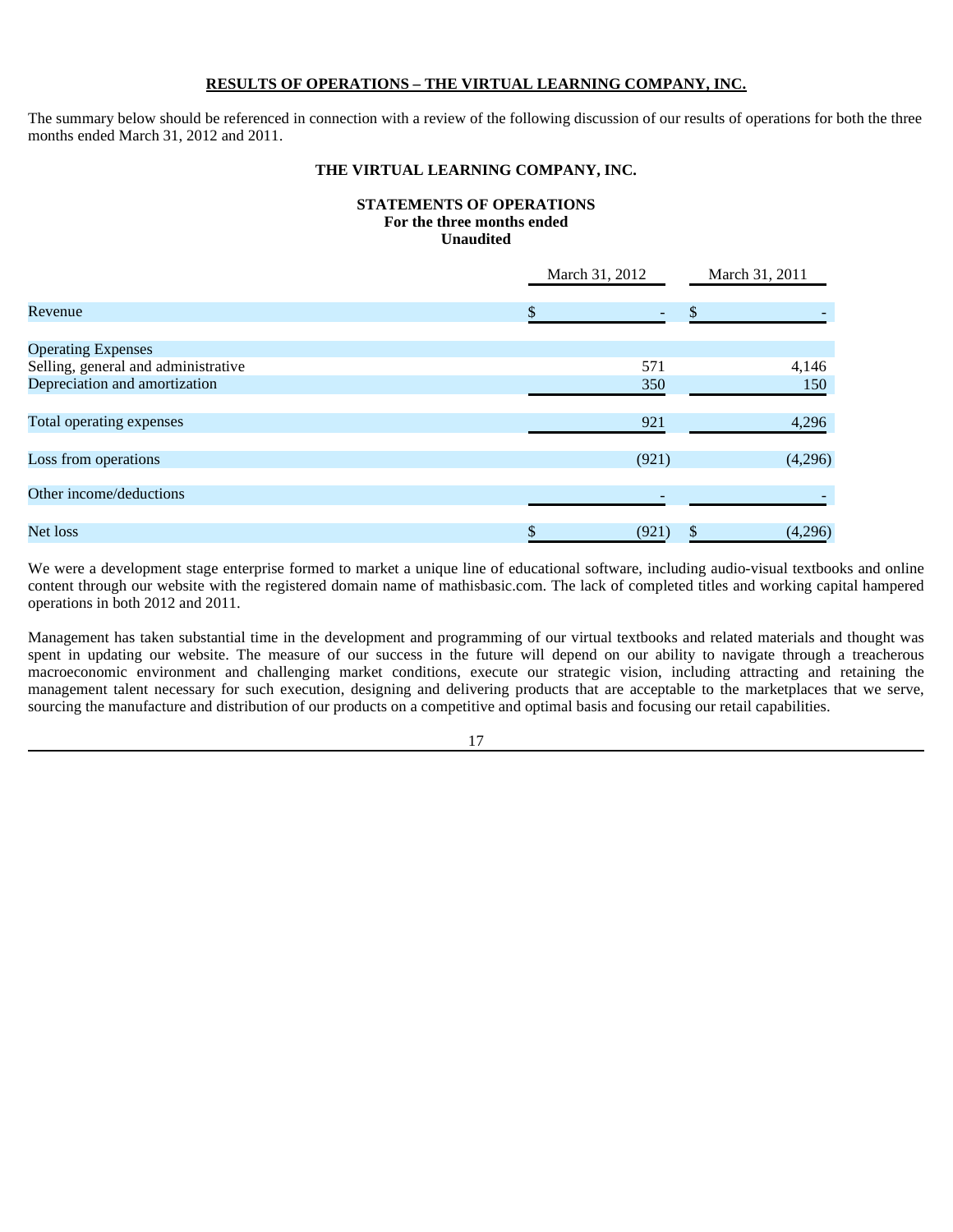## RESULTS OF OPERATIONS – THE VIRTUAL LEARNING COMPANY, INC.

The summary below should be referenced in connection with a review of the following discussion of our results of operations for both the three months ended March 31, 2012 and 2011.

### THE VIRTUAL LEARNING COMPANY, INC.

**STATEMENTS OF OPERATIONS**
**For the three months ended**
**Unaudited**

| | March 31, 2012 | March 31, 2011 |
|---|---|---|
| Revenue | $ - | $ - |
| Operating Expenses | | |
| Selling, general and administrative | 571 | 4,146 |
| Depreciation and amortization | 350 | 150 |
| Total operating expenses | 921 | 4,296 |
| Loss from operations | (921) | (4,296) |
| Other income/deductions | - | - |
| Net loss | $ (921) | $ (4,296) |

We were a development stage enterprise formed to market a unique line of educational software, including audio-visual textbooks and online content through our website with the registered domain name of mathisbasic.com. The lack of completed titles and working capital hampered operations in both 2012 and 2011.

Management has taken substantial time in the development and programming of our virtual textbooks and related materials and thought was spent in updating our website. The measure of our success in the future will depend on our ability to navigate through a treacherous macroeconomic environment and challenging market conditions, execute our strategic vision, including attracting and retaining the management talent necessary for such execution, designing and delivering products that are acceptable to the marketplaces that we serve, sourcing the manufacture and distribution of our products on a competitive and optimal basis and focusing our retail capabilities.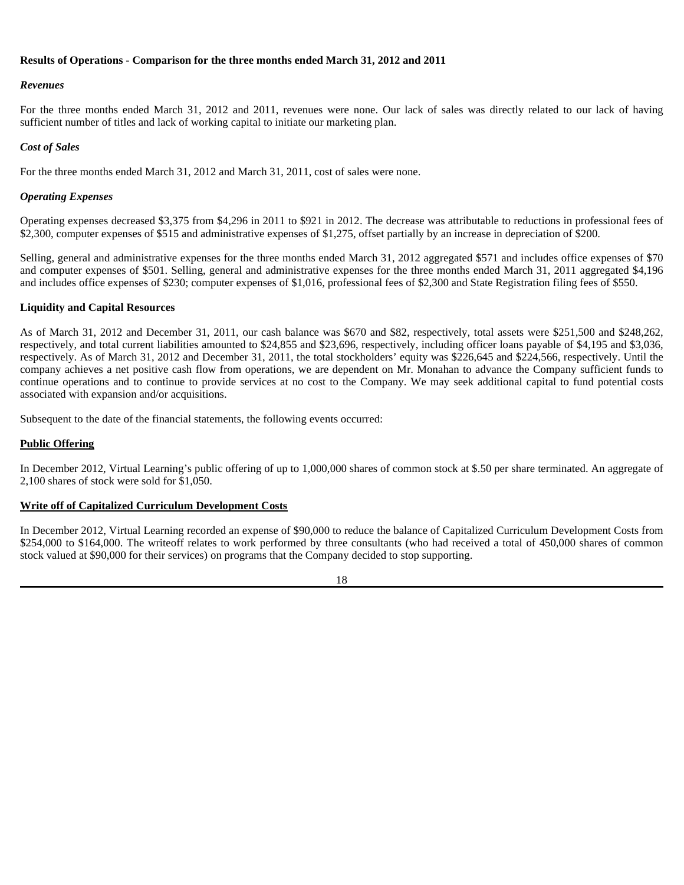**Results of Operations - Comparison for the three months ended March 31, 2012 and 2011**

***Revenues***

For the three months ended March 31, 2012 and 2011, revenues were none. Our lack of sales was directly related to our lack of having sufficient number of titles and lack of working capital to initiate our marketing plan.

***Cost of Sales***

For the three months ended March 31, 2012 and March 31, 2011, cost of sales were none.

***Operating Expenses***

Operating expenses decreased $3,375 from $4,296 in 2011 to $921 in 2012. The decrease was attributable to reductions in professional fees of $2,300, computer expenses of $515 and administrative expenses of $1,275, offset partially by an increase in depreciation of $200.

Selling, general and administrative expenses for the three months ended March 31, 2012 aggregated $571 and includes office expenses of $70 and computer expenses of $501. Selling, general and administrative expenses for the three months ended March 31, 2011 aggregated $4,196 and includes office expenses of $230; computer expenses of $1,016, professional fees of $2,300 and State Registration filing fees of $550.

**Liquidity and Capital Resources**

As of March 31, 2012 and December 31, 2011, our cash balance was $670 and $82, respectively, total assets were $251,500 and $248,262, respectively, and total current liabilities amounted to $24,855 and $23,696, respectively, including officer loans payable of $4,195 and $3,036, respectively. As of March 31, 2012 and December 31, 2011, the total stockholders' equity was $226,645 and $224,566, respectively. Until the company achieves a net positive cash flow from operations, we are dependent on Mr. Monahan to advance the Company sufficient funds to continue operations and to continue to provide services at no cost to the Company. We may seek additional capital to fund potential costs associated with expansion and/or acquisitions.

Subsequent to the date of the financial statements, the following events occurred:

**Public Offering**

In December 2012, Virtual Learning's public offering of up to 1,000,000 shares of common stock at $.50 per share terminated. An aggregate of 2,100 shares of stock were sold for $1,050.

**Write off of Capitalized Curriculum Development Costs**

In December 2012, Virtual Learning recorded an expense of $90,000 to reduce the balance of Capitalized Curriculum Development Costs from $254,000 to $164,000. The writeoff relates to work performed by three consultants (who had received a total of 450,000 shares of common stock valued at $90,000 for their services) on programs that the Company decided to stop supporting.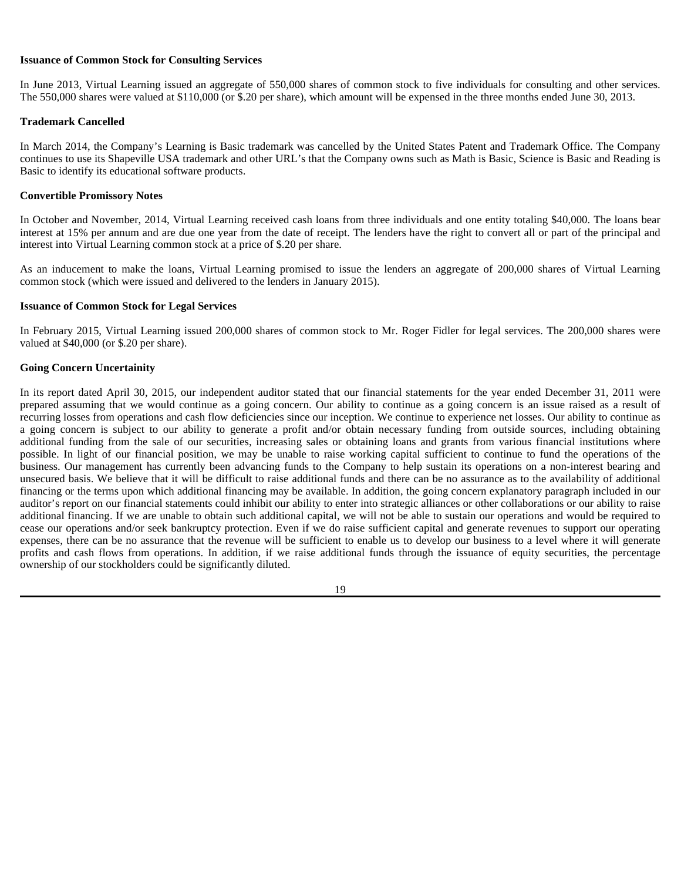**Issuance of Common Stock for Consulting Services**

In June 2013, Virtual Learning issued an aggregate of 550,000 shares of common stock to five individuals for consulting and other services. The 550,000 shares were valued at $110,000 (or $.20 per share), which amount will be expensed in the three months ended June 30, 2013.

**Trademark Cancelled**

In March 2014, the Company's Learning is Basic trademark was cancelled by the United States Patent and Trademark Office. The Company continues to use its Shapeville USA trademark and other URL's that the Company owns such as Math is Basic, Science is Basic and Reading is Basic to identify its educational software products.

**Convertible Promissory Notes**

In October and November, 2014, Virtual Learning received cash loans from three individuals and one entity totaling $40,000. The loans bear interest at 15% per annum and are due one year from the date of receipt. The lenders have the right to convert all or part of the principal and interest into Virtual Learning common stock at a price of $.20 per share.

As an inducement to make the loans, Virtual Learning promised to issue the lenders an aggregate of 200,000 shares of Virtual Learning common stock (which were issued and delivered to the lenders in January 2015).

**Issuance of Common Stock for Legal Services**

In February 2015, Virtual Learning issued 200,000 shares of common stock to Mr. Roger Fidler for legal services. The 200,000 shares were valued at $40,000 (or $.20 per share).

**Going Concern Uncertainity**

In its report dated April 30, 2015, our independent auditor stated that our financial statements for the year ended December 31, 2011 were prepared assuming that we would continue as a going concern. Our ability to continue as a going concern is an issue raised as a result of recurring losses from operations and cash flow deficiencies since our inception. We continue to experience net losses. Our ability to continue as a going concern is subject to our ability to generate a profit and/or obtain necessary funding from outside sources, including obtaining additional funding from the sale of our securities, increasing sales or obtaining loans and grants from various financial institutions where possible. In light of our financial position, we may be unable to raise working capital sufficient to continue to fund the operations of the business. Our management has currently been advancing funds to the Company to help sustain its operations on a non-interest bearing and unsecured basis. We believe that it will be difficult to raise additional funds and there can be no assurance as to the availability of additional financing or the terms upon which additional financing may be available. In addition, the going concern explanatory paragraph included in our auditor's report on our financial statements could inhibit our ability to enter into strategic alliances or other collaborations or our ability to raise additional financing. If we are unable to obtain such additional capital, we will not be able to sustain our operations and would be required to cease our operations and/or seek bankruptcy protection. Even if we do raise sufficient capital and generate revenues to support our operating expenses, there can be no assurance that the revenue will be sufficient to enable us to develop our business to a level where it will generate profits and cash flows from operations. In addition, if we raise additional funds through the issuance of equity securities, the percentage ownership of our stockholders could be significantly diluted.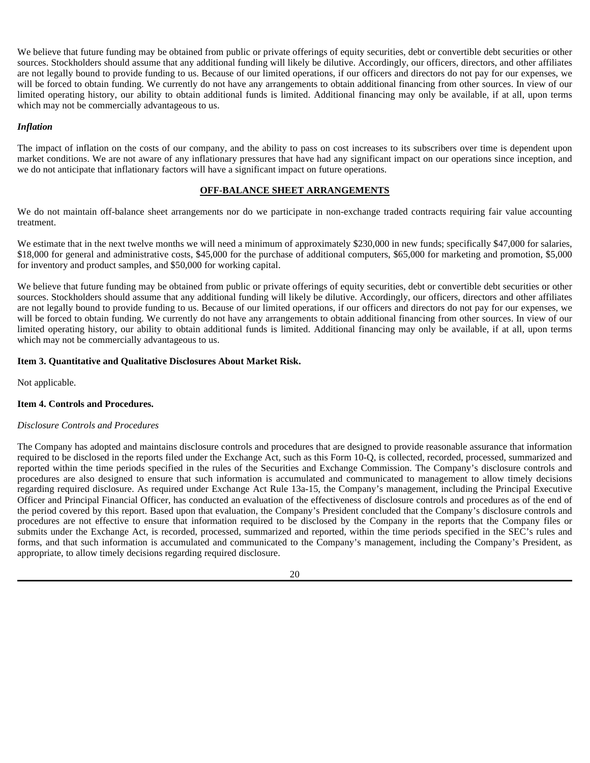We believe that future funding may be obtained from public or private offerings of equity securities, debt or convertible debt securities or other sources. Stockholders should assume that any additional funding will likely be dilutive. Accordingly, our officers, directors, and other affiliates are not legally bound to provide funding to us. Because of our limited operations, if our officers and directors do not pay for our expenses, we will be forced to obtain funding. We currently do not have any arrangements to obtain additional financing from other sources. In view of our limited operating history, our ability to obtain additional funds is limited. Additional financing may only be available, if at all, upon terms which may not be commercially advantageous to us.

***Inflation***

The impact of inflation on the costs of our company, and the ability to pass on cost increases to its subscribers over time is dependent upon market conditions. We are not aware of any inflationary pressures that have had any significant impact on our operations since inception, and we do not anticipate that inflationary factors will have a significant impact on future operations.

**OFF-BALANCE SHEET ARRANGEMENTS**

We do not maintain off-balance sheet arrangements nor do we participate in non-exchange traded contracts requiring fair value accounting treatment.

We estimate that in the next twelve months we will need a minimum of approximately $230,000 in new funds; specifically $47,000 for salaries, $18,000 for general and administrative costs, $45,000 for the purchase of additional computers, $65,000 for marketing and promotion, $5,000 for inventory and product samples, and $50,000 for working capital.

We believe that future funding may be obtained from public or private offerings of equity securities, debt or convertible debt securities or other sources. Stockholders should assume that any additional funding will likely be dilutive. Accordingly, our officers, directors and other affiliates are not legally bound to provide funding to us. Because of our limited operations, if our officers and directors do not pay for our expenses, we will be forced to obtain funding. We currently do not have any arrangements to obtain additional financing from other sources. In view of our limited operating history, our ability to obtain additional funds is limited. Additional financing may only be available, if at all, upon terms which may not be commercially advantageous to us.

**Item 3. Quantitative and Qualitative Disclosures About Market Risk.**

Not applicable.

**Item 4. Controls and Procedures.**

*Disclosure Controls and Procedures*

The Company has adopted and maintains disclosure controls and procedures that are designed to provide reasonable assurance that information required to be disclosed in the reports filed under the Exchange Act, such as this Form 10-Q, is collected, recorded, processed, summarized and reported within the time periods specified in the rules of the Securities and Exchange Commission. The Company's disclosure controls and procedures are also designed to ensure that such information is accumulated and communicated to management to allow timely decisions regarding required disclosure. As required under Exchange Act Rule 13a-15, the Company's management, including the Principal Executive Officer and Principal Financial Officer, has conducted an evaluation of the effectiveness of disclosure controls and procedures as of the end of the period covered by this report. Based upon that evaluation, the Company's President concluded that the Company's disclosure controls and procedures are not effective to ensure that information required to be disclosed by the Company in the reports that the Company files or submits under the Exchange Act, is recorded, processed, summarized and reported, within the time periods specified in the SEC's rules and forms, and that such information is accumulated and communicated to the Company's management, including the Company's President, as appropriate, to allow timely decisions regarding required disclosure.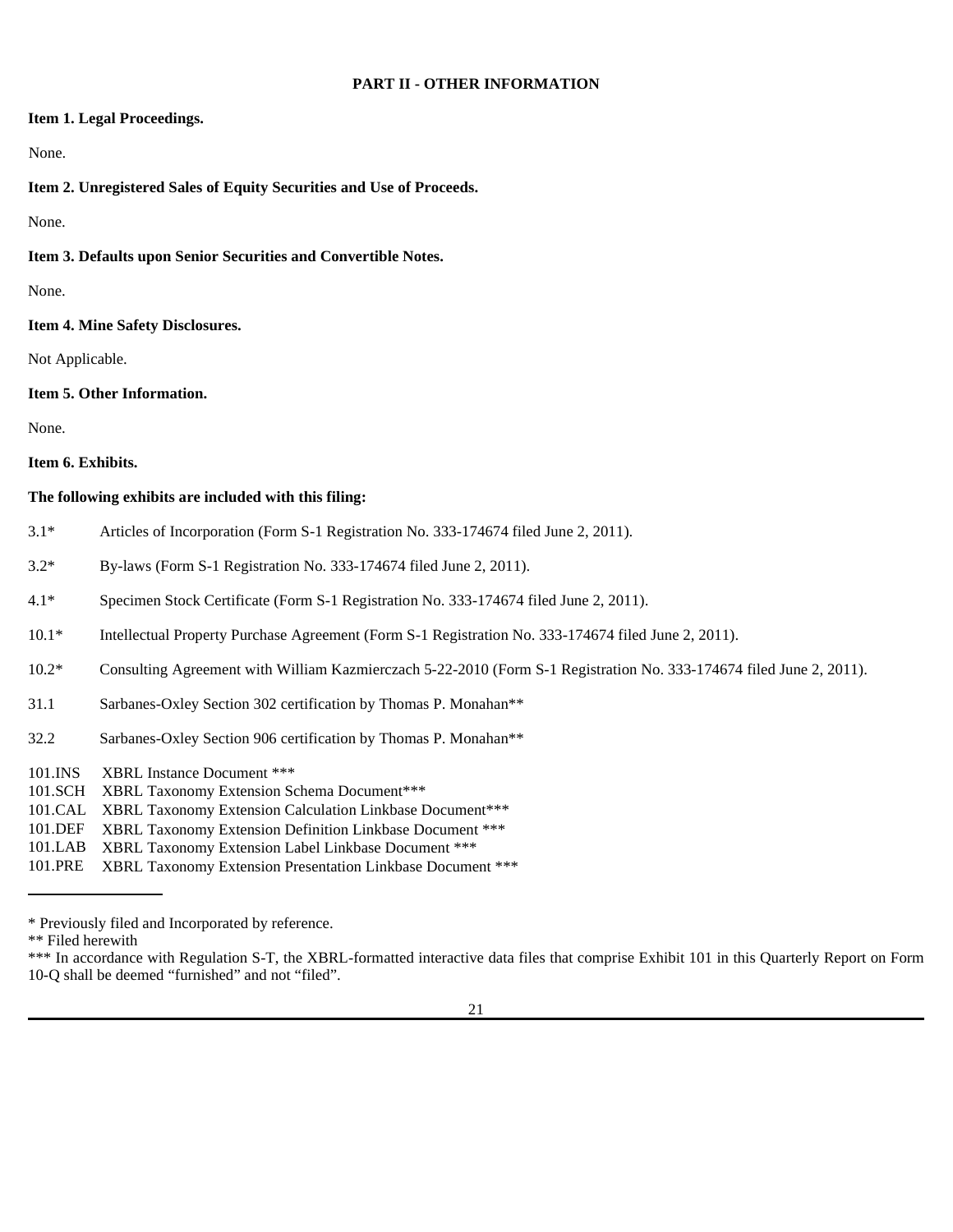## PART II - OTHER INFORMATION

**Item 1. Legal Proceedings.**

None.

**Item 2. Unregistered Sales of Equity Securities and Use of Proceeds.**

None.

**Item 3. Defaults upon Senior Securities and Convertible Notes.**

None.

**Item 4. Mine Safety Disclosures.**

Not Applicable.

**Item 5. Other Information.**

None.

**Item 6. Exhibits.**

**The following exhibits are included with this filing:**

| | |
|---|---|
| 3.1* | Articles of Incorporation (Form S-1 Registration No. 333-174674 filed June 2, 2011). |
| 3.2* | By-laws (Form S-1 Registration No. 333-174674 filed June 2, 2011). |
| 4.1* | Specimen Stock Certificate (Form S-1 Registration No. 333-174674 filed June 2, 2011). |
| 10.1* | Intellectual Property Purchase Agreement (Form S-1 Registration No. 333-174674 filed June 2, 2011). |
| 10.2* | Consulting Agreement with William Kazmierczach 5-22-2010 (Form S-1 Registration No. 333-174674 filed June 2, 2011). |
| 31.1 | Sarbanes-Oxley Section 302 certification by Thomas P. Monahan** |
| 32.2 | Sarbanes-Oxley Section 906 certification by Thomas P. Monahan** |
| 101.INS | XBRL Instance Document *** |
| 101.SCH | XBRL Taxonomy Extension Schema Document*** |
| 101.CAL | XBRL Taxonomy Extension Calculation Linkbase Document*** |
| 101.DEF | XBRL Taxonomy Extension Definition Linkbase Document *** |
| 101.LAB | XBRL Taxonomy Extension Label Linkbase Document *** |
| 101.PRE | XBRL Taxonomy Extension Presentation Linkbase Document *** |

---

* Previously filed and Incorporated by reference.

** Filed herewith

*** In accordance with Regulation S-T, the XBRL-formatted interactive data files that comprise Exhibit 101 in this Quarterly Report on Form 10-Q shall be deemed "furnished" and not "filed".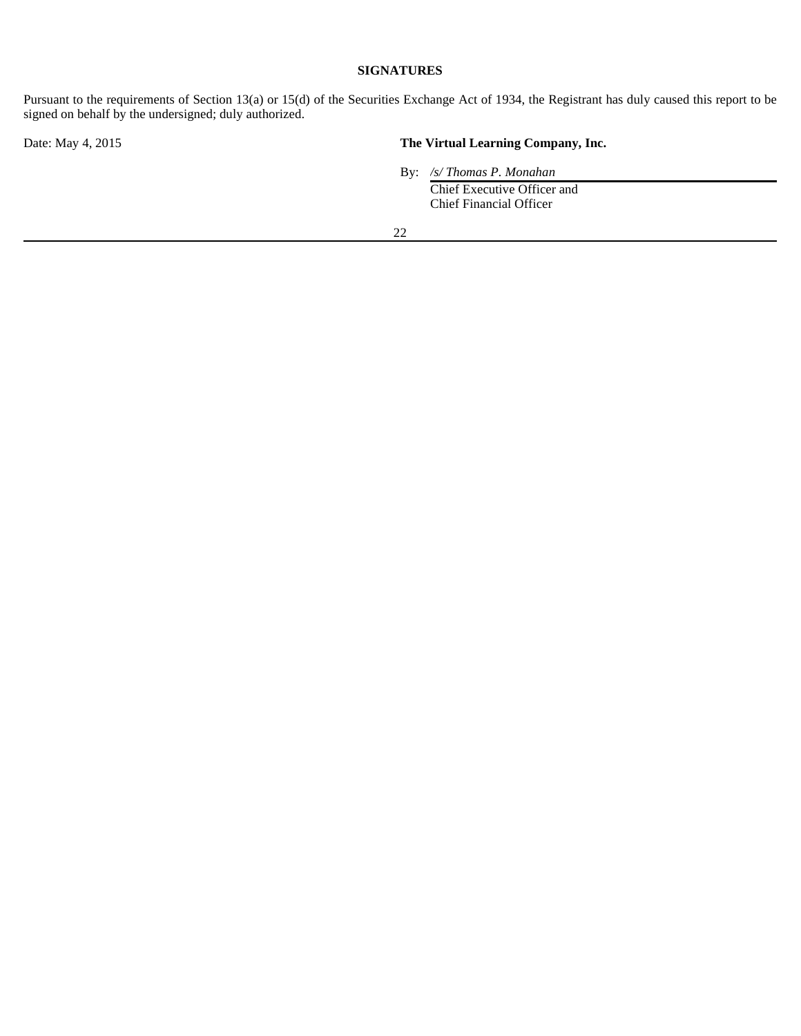**SIGNATURES**

Pursuant to the requirements of Section 13(a) or 15(d) of the Securities Exchange Act of 1934, the Registrant has duly caused this report to be signed on behalf by the undersigned; duly authorized.

Date: May 4, 2015

**The Virtual Learning Company, Inc.**

By: */s/ Thomas P. Monahan*

Chief Executive Officer and
Chief Financial Officer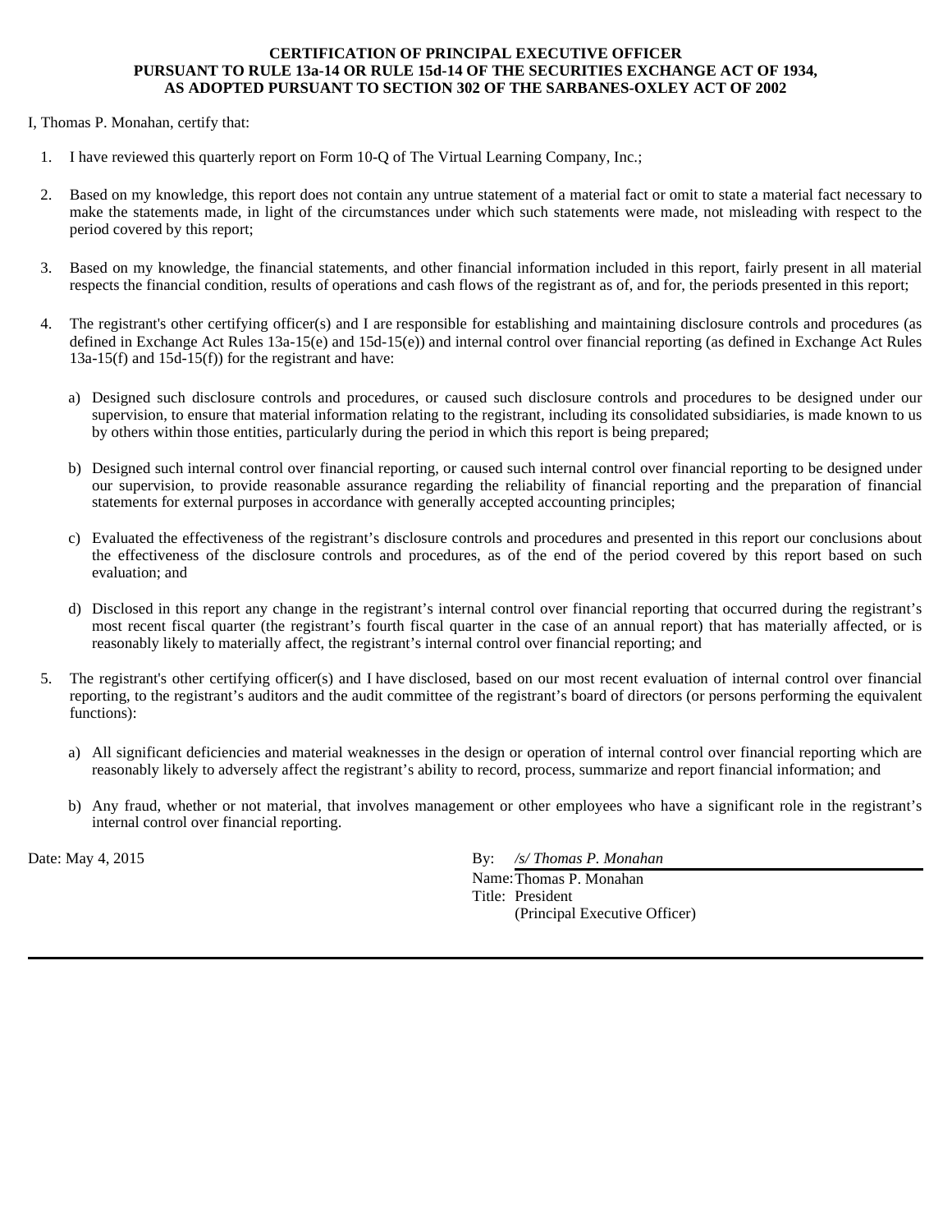**CERTIFICATION OF PRINCIPAL EXECUTIVE OFFICER**
**PURSUANT TO RULE 13a-14 OR RULE 15d-14 OF THE SECURITIES EXCHANGE ACT OF 1934,**
**AS ADOPTED PURSUANT TO SECTION 302 OF THE SARBANES-OXLEY ACT OF 2002**

I, Thomas P. Monahan, certify that:

1. I have reviewed this quarterly report on Form 10-Q of The Virtual Learning Company, Inc.;

2. Based on my knowledge, this report does not contain any untrue statement of a material fact or omit to state a material fact necessary to make the statements made, in light of the circumstances under which such statements were made, not misleading with respect to the period covered by this report;

3. Based on my knowledge, the financial statements, and other financial information included in this report, fairly present in all material respects the financial condition, results of operations and cash flows of the registrant as of, and for, the periods presented in this report;

4. The registrant's other certifying officer(s) and I are responsible for establishing and maintaining disclosure controls and procedures (as defined in Exchange Act Rules 13a-15(e) and 15d-15(e)) and internal control over financial reporting (as defined in Exchange Act Rules 13a-15(f) and 15d-15(f)) for the registrant and have:

   a) Designed such disclosure controls and procedures, or caused such disclosure controls and procedures to be designed under our supervision, to ensure that material information relating to the registrant, including its consolidated subsidiaries, is made known to us by others within those entities, particularly during the period in which this report is being prepared;

   b) Designed such internal control over financial reporting, or caused such internal control over financial reporting to be designed under our supervision, to provide reasonable assurance regarding the reliability of financial reporting and the preparation of financial statements for external purposes in accordance with generally accepted accounting principles;

   c) Evaluated the effectiveness of the registrant's disclosure controls and procedures and presented in this report our conclusions about the effectiveness of the disclosure controls and procedures, as of the end of the period covered by this report based on such evaluation; and

   d) Disclosed in this report any change in the registrant's internal control over financial reporting that occurred during the registrant's most recent fiscal quarter (the registrant's fourth fiscal quarter in the case of an annual report) that has materially affected, or is reasonably likely to materially affect, the registrant's internal control over financial reporting; and

5. The registrant's other certifying officer(s) and I have disclosed, based on our most recent evaluation of internal control over financial reporting, to the registrant's auditors and the audit committee of the registrant's board of directors (or persons performing the equivalent functions):

   a) All significant deficiencies and material weaknesses in the design or operation of internal control over financial reporting which are reasonably likely to adversely affect the registrant's ability to record, process, summarize and report financial information; and

   b) Any fraud, whether or not material, that involves management or other employees who have a significant role in the registrant's internal control over financial reporting.

Date: May 4, 2015

By: */s/ Thomas P. Monahan*
Name: Thomas P. Monahan
Title: President
(Principal Executive Officer)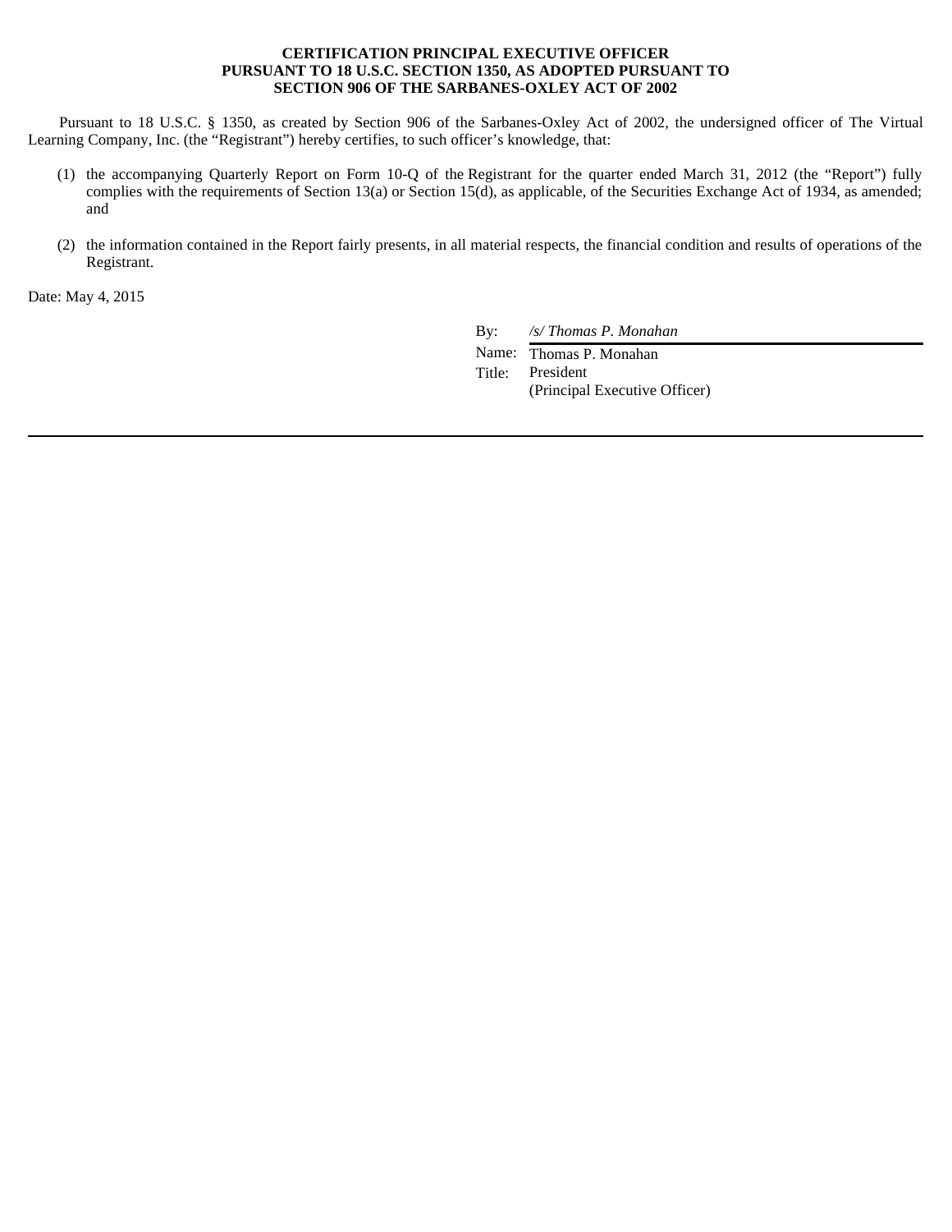**CERTIFICATION PRINCIPAL EXECUTIVE OFFICER**
**PURSUANT TO 18 U.S.C. SECTION 1350, AS ADOPTED PURSUANT TO**
**SECTION 906 OF THE SARBANES-OXLEY ACT OF 2002**

Pursuant to 18 U.S.C. § 1350, as created by Section 906 of the Sarbanes-Oxley Act of 2002, the undersigned officer of The Virtual Learning Company, Inc. (the "Registrant") hereby certifies, to such officer's knowledge, that:

(1) the accompanying Quarterly Report on Form 10-Q of the Registrant for the quarter ended March 31, 2012 (the "Report") fully complies with the requirements of Section 13(a) or Section 15(d), as applicable, of the Securities Exchange Act of 1934, as amended; and

(2) the information contained in the Report fairly presents, in all material respects, the financial condition and results of operations of the Registrant.

Date: May 4, 2015

By: */s/ Thomas P. Monahan*
Name: Thomas P. Monahan
Title: President
(Principal Executive Officer)